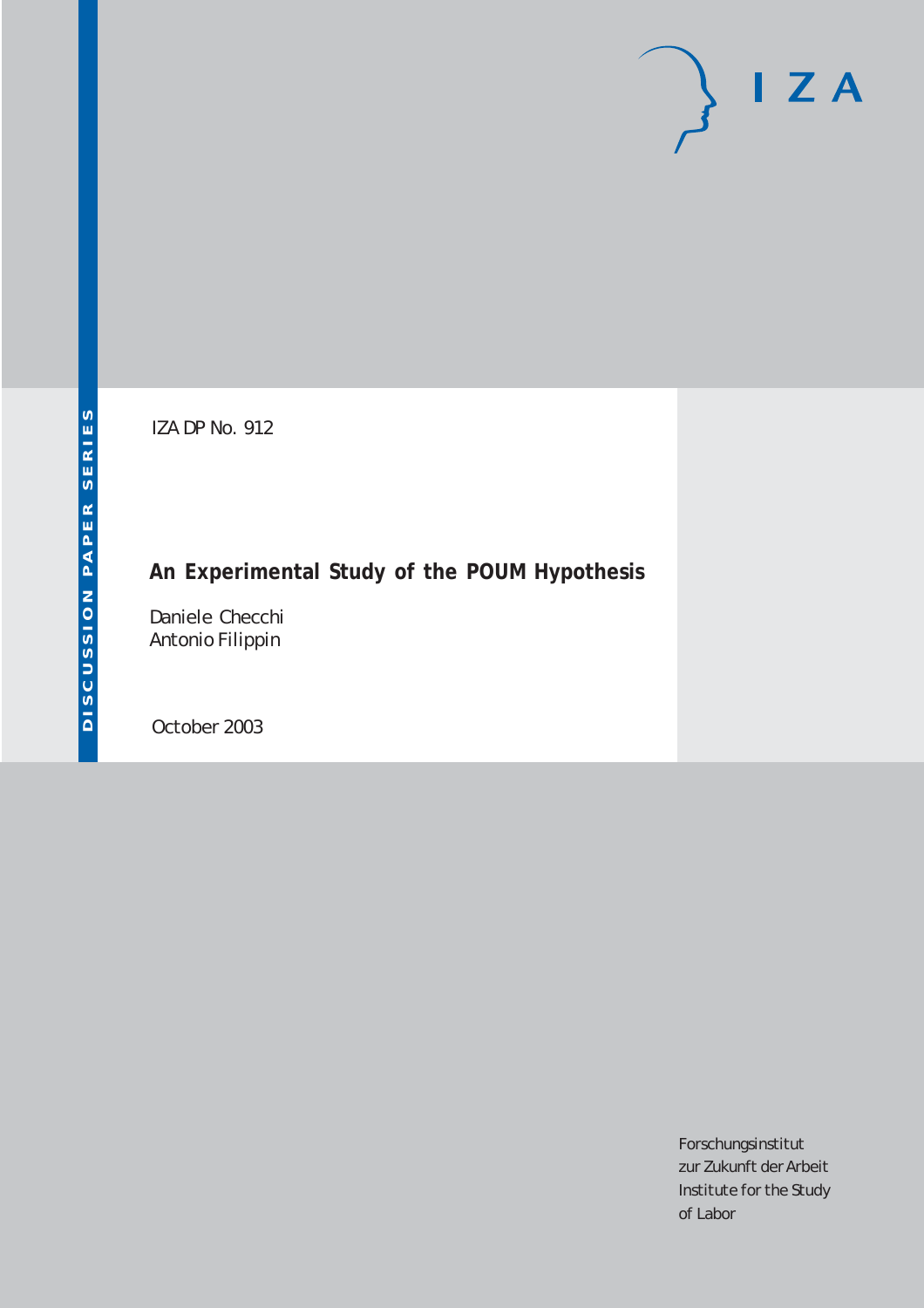IZA DP No. 912

# An Experimental Study of the POUM Hypothesis

Daniele Checchi
Antonio Filippin

October 2003

Forschungsinstitut
zur Zukunft der Arbeit
Institute for the Study
of Labor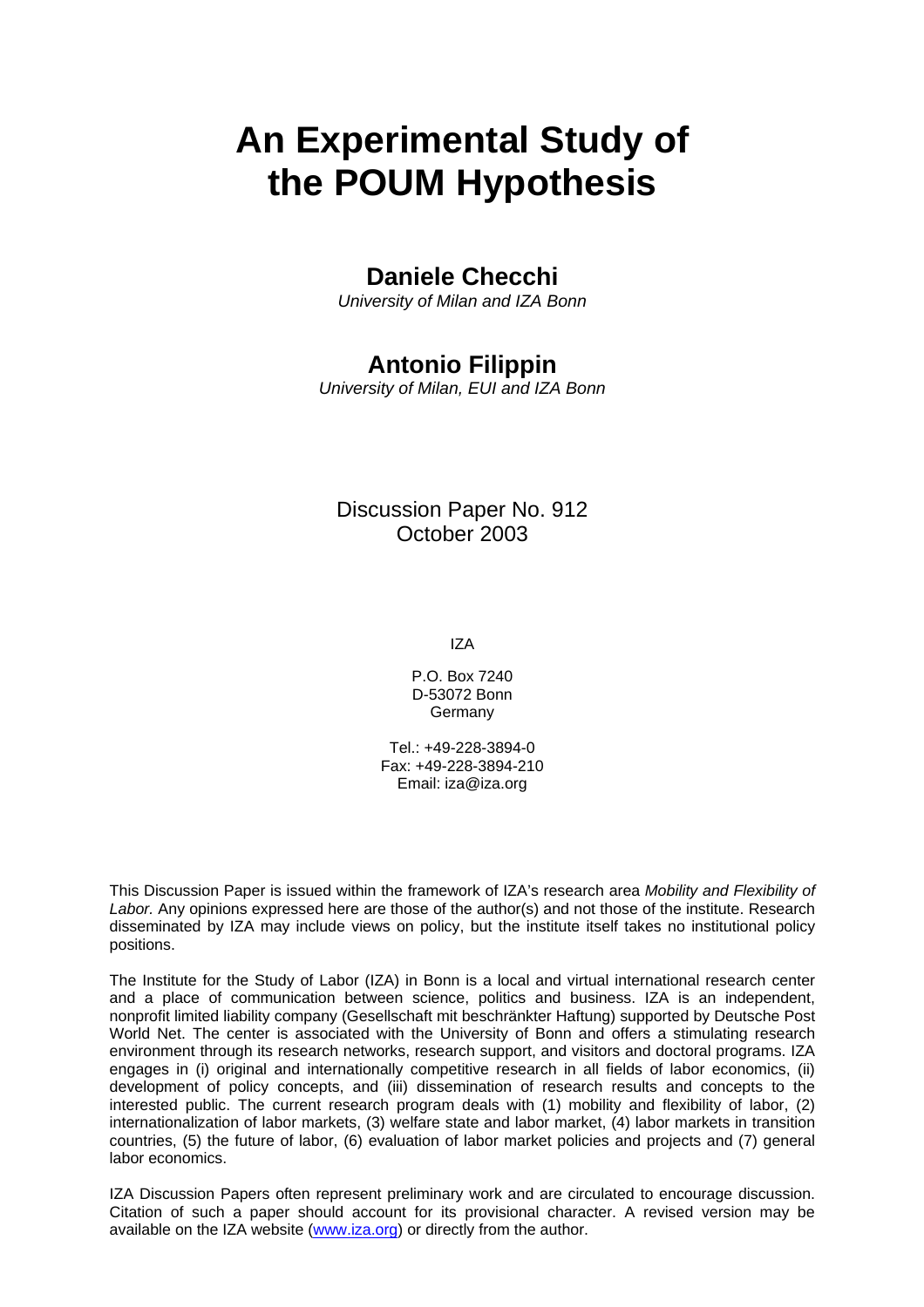# An Experimental Study of the POUM Hypothesis

## Daniele Checchi

*University of Milan and IZA Bonn*

## Antonio Filippin

*University of Milan, EUI and IZA Bonn*

Discussion Paper No. 912
October 2003

IZA

P.O. Box 7240
D-53072 Bonn
Germany

Tel.: +49-228-3894-0
Fax: +49-228-3894-210
Email: iza@iza.org

This Discussion Paper is issued within the framework of IZA's research area *Mobility and Flexibility of Labor.* Any opinions expressed here are those of the author(s) and not those of the institute. Research disseminated by IZA may include views on policy, but the institute itself takes no institutional policy positions.

The Institute for the Study of Labor (IZA) in Bonn is a local and virtual international research center and a place of communication between science, politics and business. IZA is an independent, nonprofit limited liability company (Gesellschaft mit beschränkter Haftung) supported by Deutsche Post World Net. The center is associated with the University of Bonn and offers a stimulating research environment through its research networks, research support, and visitors and doctoral programs. IZA engages in (i) original and internationally competitive research in all fields of labor economics, (ii) development of policy concepts, and (iii) dissemination of research results and concepts to the interested public. The current research program deals with (1) mobility and flexibility of labor, (2) internationalization of labor markets, (3) welfare state and labor market, (4) labor markets in transition countries, (5) the future of labor, (6) evaluation of labor market policies and projects and (7) general labor economics.

IZA Discussion Papers often represent preliminary work and are circulated to encourage discussion. Citation of such a paper should account for its provisional character. A revised version may be available on the IZA website (www.iza.org) or directly from the author.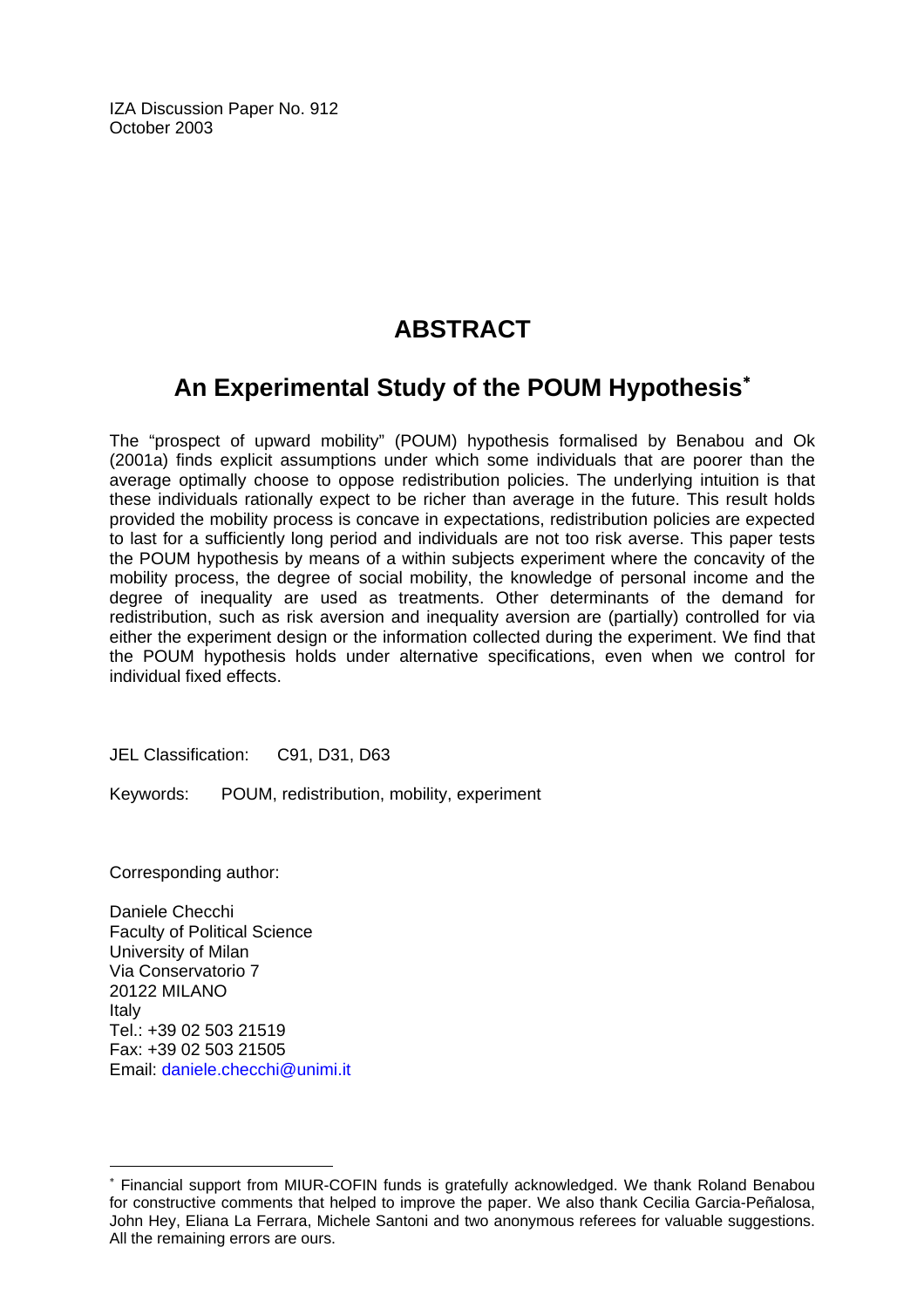IZA Discussion Paper No. 912
October 2003

# ABSTRACT

## An Experimental Study of the POUM Hypothesis[∗]

The "prospect of upward mobility" (POUM) hypothesis formalised by Benabou and Ok (2001a) finds explicit assumptions under which some individuals that are poorer than the average optimally choose to oppose redistribution policies. The underlying intuition is that these individuals rationally expect to be richer than average in the future. This result holds provided the mobility process is concave in expectations, redistribution policies are expected to last for a sufficiently long period and individuals are not too risk averse. This paper tests the POUM hypothesis by means of a within subjects experiment where the concavity of the mobility process, the degree of social mobility, the knowledge of personal income and the degree of inequality are used as treatments. Other determinants of the demand for redistribution, such as risk aversion and inequality aversion are (partially) controlled for via either the experiment design or the information collected during the experiment. We find that the POUM hypothesis holds under alternative specifications, even when we control for individual fixed effects.

JEL Classification: C91, D31, D63

Keywords: POUM, redistribution, mobility, experiment

Corresponding author:

Daniele Checchi
Faculty of Political Science
University of Milan
Via Conservatorio 7
20122 MILANO
Italy
Tel.: +39 02 503 21519
Fax: +39 02 503 21505
Email: daniele.checchi@unimi.it

[∗] Financial support from MIUR-COFIN funds is gratefully acknowledged. We thank Roland Benabou for constructive comments that helped to improve the paper. We also thank Cecilia Garcia-Peñalosa, John Hey, Eliana La Ferrara, Michele Santoni and two anonymous referees for valuable suggestions. All the remaining errors are ours.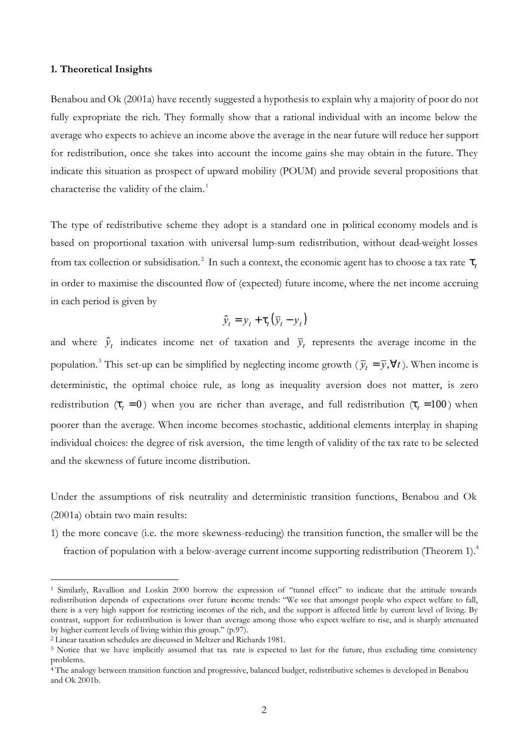### 1. Theoretical Insights

Benabou and Ok (2001a) have recently suggested a hypothesis to explain why a majority of poor do not fully expropriate the rich. They formally show that a rational individual with an income below the average who expects to achieve an income above the average in the near future will reduce her support for redistribution, once she takes into account the income gains she may obtain in the future. They indicate this situation as prospect of upward mobility (POUM) and provide several propositions that characterise the validity of the claim.[1]

The type of redistributive scheme they adopt is a standard one in political economy models and is based on proportional taxation with universal lump-sum redistribution, without dead-weight losses from tax collection or subsidisation.[2] In such a context, the economic agent has to choose a tax rate $\tau_t$ in order to maximise the discounted flow of (expected) future income, where the net income accruing in each period is given by

$$\hat{y}_t = y_t + \tau_t \left( \bar{y}_t - y_t \right)$$

and where $\hat{y}_t$ indicates income net of taxation and $\bar{y}_t$ represents the average income in the population.[3] This set-up can be simplified by neglecting income growth ($\bar{y}_t = \bar{y}, \forall t$). When income is deterministic, the optimal choice rule, as long as inequality aversion does not matter, is zero redistribution ($\tau_t = 0$) when you are richer than average, and full redistribution ($\tau_t = 100$) when poorer than the average. When income becomes stochastic, additional elements interplay in shaping individual choices: the degree of risk aversion, the time length of validity of the tax rate to be selected and the skewness of future income distribution.

Under the assumptions of risk neutrality and deterministic transition functions, Benabou and Ok (2001a) obtain two main results:

1) the more concave (i.e. the more skewness-reducing) the transition function, the smaller will be the fraction of population with a below-average current income supporting redistribution (Theorem 1).[4]

---

[1] Similarly, Ravallion and Loskin 2000 borrow the expression of "tunnel effect" to indicate that the attitude towards redistribution depends of expectations over future income trends: "We see that amongst people who expect welfare to fall, there is a very high support for restricting incomes of the rich, and the support is affected little by current level of living. By contrast, support for redistribution is lower than average among those who expect welfare to rise, and is sharply attenuated by higher current levels of living within this group." (p.97).

[2] Linear taxation schedules are discussed in Meltzer and Richards 1981.

[3] Notice that we have implicitly assumed that tax rate is expected to last for the future, thus excluding time consistency problems.

[4] The analogy between transition function and progressive, balanced budget, redistributive schemes is developed in Benabou and Ok 2001b.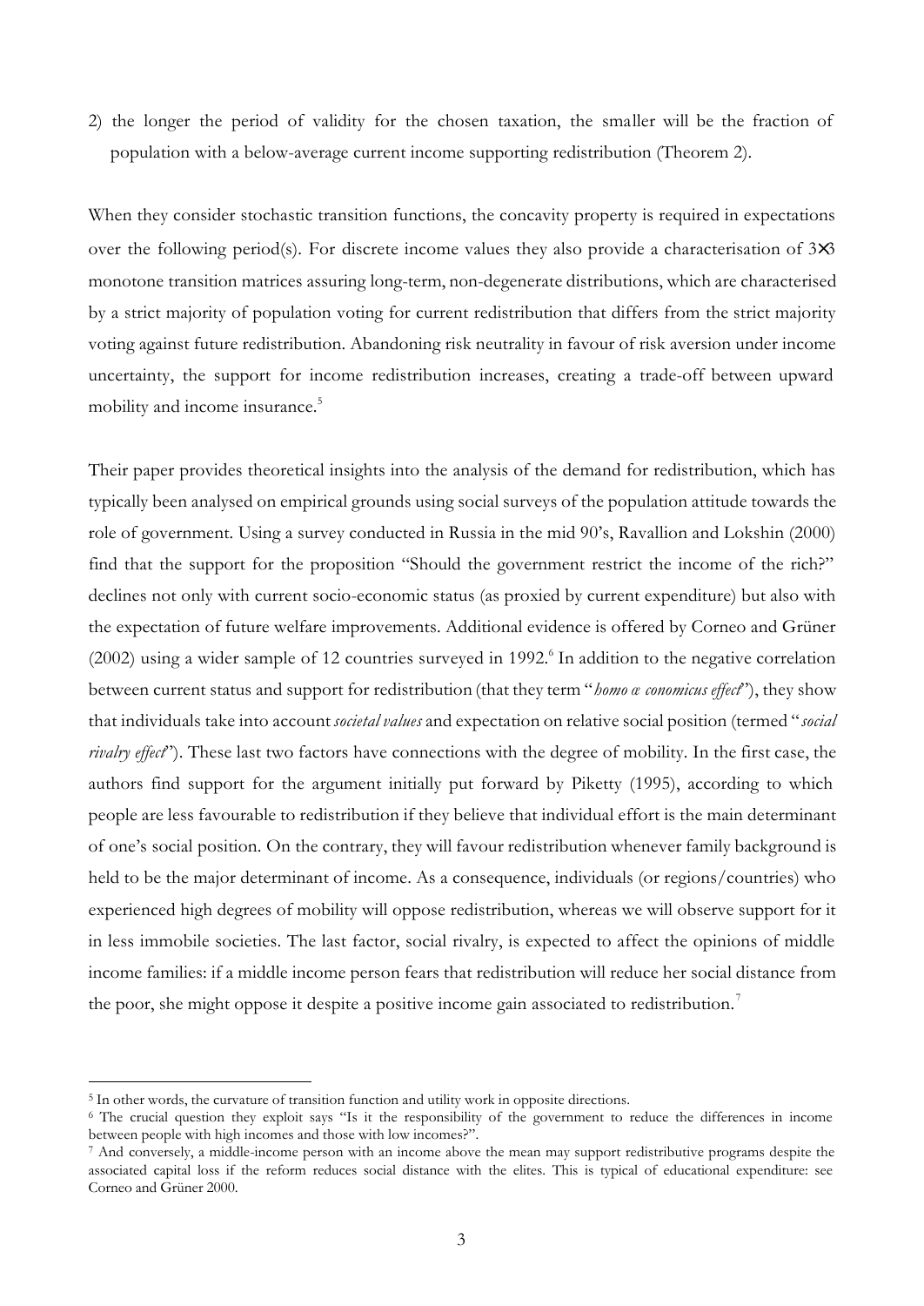2) the longer the period of validity for the chosen taxation, the smaller will be the fraction of population with a below-average current income supporting redistribution (Theorem 2).

When they consider stochastic transition functions, the concavity property is required in expectations over the following period(s). For discrete income values they also provide a characterisation of 3×3 monotone transition matrices assuring long-term, non-degenerate distributions, which are characterised by a strict majority of population voting for current redistribution that differs from the strict majority voting against future redistribution. Abandoning risk neutrality in favour of risk aversion under income uncertainty, the support for income redistribution increases, creating a trade-off between upward mobility and income insurance.[5]

Their paper provides theoretical insights into the analysis of the demand for redistribution, which has typically been analysed on empirical grounds using social surveys of the population attitude towards the role of government. Using a survey conducted in Russia in the mid 90's, Ravallion and Lokshin (2000) find that the support for the proposition "Should the government restrict the income of the rich?" declines not only with current socio-economic status (as proxied by current expenditure) but also with the expectation of future welfare improvements. Additional evidence is offered by Corneo and Grüner (2002) using a wider sample of 12 countries surveyed in 1992.[6] In addition to the negative correlation between current status and support for redistribution (that they term "*homo œconomicus effect*"), they show that individuals take into account *societal values* and expectation on relative social position (termed "*social rivalry effect*"). These last two factors have connections with the degree of mobility. In the first case, the authors find support for the argument initially put forward by Piketty (1995), according to which people are less favourable to redistribution if they believe that individual effort is the main determinant of one's social position. On the contrary, they will favour redistribution whenever family background is held to be the major determinant of income. As a consequence, individuals (or regions/countries) who experienced high degrees of mobility will oppose redistribution, whereas we will observe support for it in less immobile societies. The last factor, social rivalry, is expected to affect the opinions of middle income families: if a middle income person fears that redistribution will reduce her social distance from the poor, she might oppose it despite a positive income gain associated to redistribution.[7]

---

[5] In other words, the curvature of transition function and utility work in opposite directions.

[6] The crucial question they exploit says "Is it the responsibility of the government to reduce the differences in income between people with high incomes and those with low incomes?".

[7] And conversely, a middle-income person with an income above the mean may support redistributive programs despite the associated capital loss if the reform reduces social distance with the elites. This is typical of educational expenditure: see Corneo and Grüner 2000.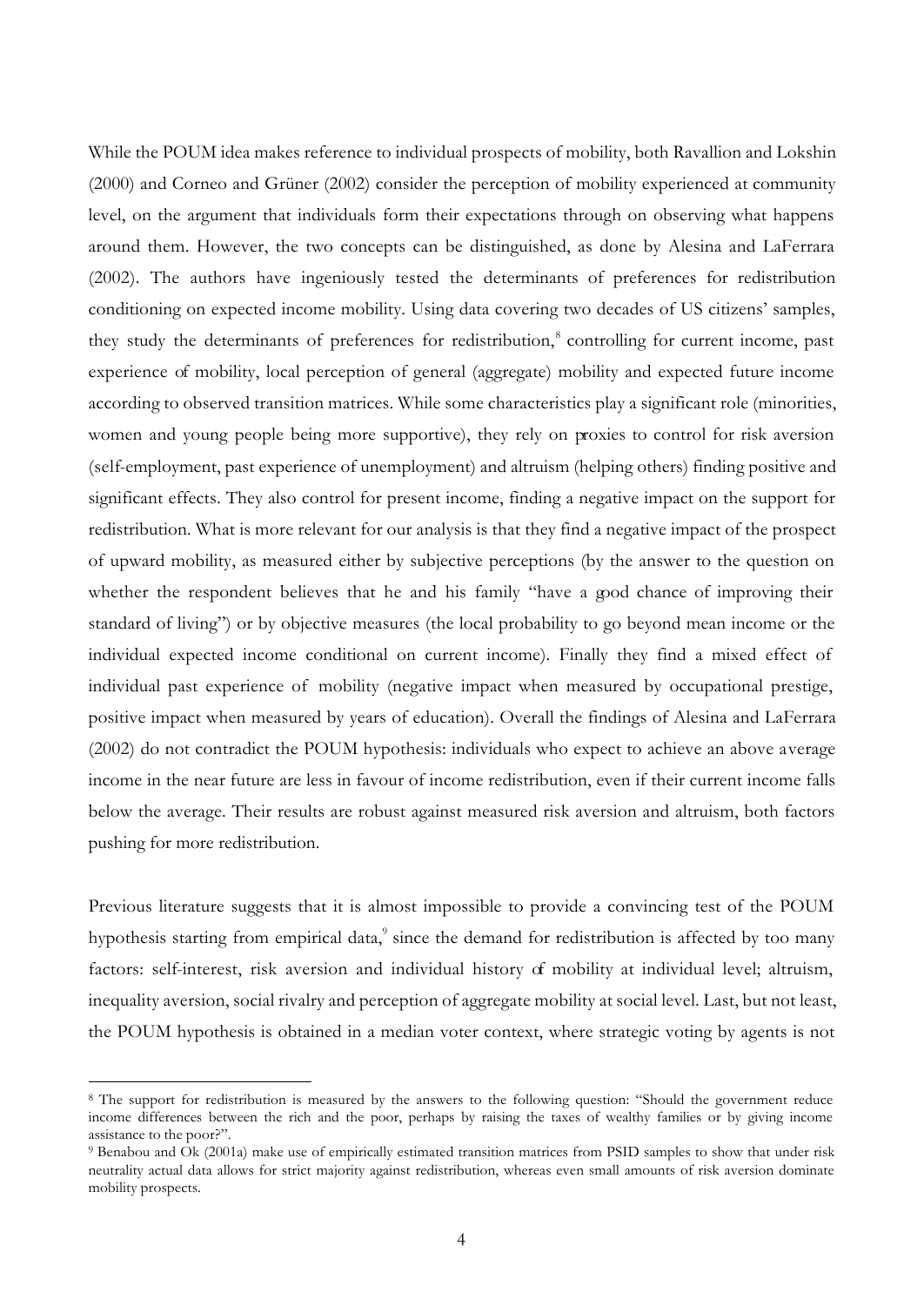While the POUM idea makes reference to individual prospects of mobility, both Ravallion and Lokshin (2000) and Corneo and Grüner (2002) consider the perception of mobility experienced at community level, on the argument that individuals form their expectations through on observing what happens around them. However, the two concepts can be distinguished, as done by Alesina and LaFerrara (2002). The authors have ingeniously tested the determinants of preferences for redistribution conditioning on expected income mobility. Using data covering two decades of US citizens' samples, they study the determinants of preferences for redistribution,[8] controlling for current income, past experience of mobility, local perception of general (aggregate) mobility and expected future income according to observed transition matrices. While some characteristics play a significant role (minorities, women and young people being more supportive), they rely on proxies to control for risk aversion (self-employment, past experience of unemployment) and altruism (helping others) finding positive and significant effects. They also control for present income, finding a negative impact on the support for redistribution. What is more relevant for our analysis is that they find a negative impact of the prospect of upward mobility, as measured either by subjective perceptions (by the answer to the question on whether the respondent believes that he and his family "have a good chance of improving their standard of living") or by objective measures (the local probability to go beyond mean income or the individual expected income conditional on current income). Finally they find a mixed effect of individual past experience of mobility (negative impact when measured by occupational prestige, positive impact when measured by years of education). Overall the findings of Alesina and LaFerrara (2002) do not contradict the POUM hypothesis: individuals who expect to achieve an above average income in the near future are less in favour of income redistribution, even if their current income falls below the average. Their results are robust against measured risk aversion and altruism, both factors pushing for more redistribution.

Previous literature suggests that it is almost impossible to provide a convincing test of the POUM hypothesis starting from empirical data,[9] since the demand for redistribution is affected by too many factors: self-interest, risk aversion and individual history of mobility at individual level; altruism, inequality aversion, social rivalry and perception of aggregate mobility at social level. Last, but not least, the POUM hypothesis is obtained in a median voter context, where strategic voting by agents is not

[8] The support for redistribution is measured by the answers to the following question: "Should the government reduce income differences between the rich and the poor, perhaps by raising the taxes of wealthy families or by giving income assistance to the poor?".

[9] Benabou and Ok (2001a) make use of empirically estimated transition matrices from PSID samples to show that under risk neutrality actual data allows for strict majority against redistribution, whereas even small amounts of risk aversion dominate mobility prospects.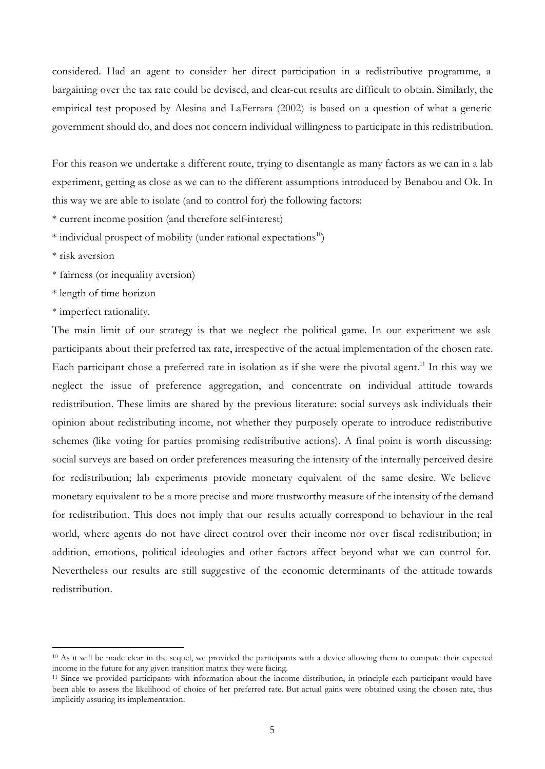considered. Had an agent to consider her direct participation in a redistributive programme, a bargaining over the tax rate could be devised, and clear-cut results are difficult to obtain. Similarly, the empirical test proposed by Alesina and LaFerrara (2002) is based on a question of what a generic government should do, and does not concern individual willingness to participate in this redistribution.

For this reason we undertake a different route, trying to disentangle as many factors as we can in a lab experiment, getting as close as we can to the different assumptions introduced by Benabou and Ok. In this way we are able to isolate (and to control for) the following factors:

* current income position (and therefore self-interest)
* individual prospect of mobility (under rational expectations[10])
* risk aversion
* fairness (or inequality aversion)
* length of time horizon
* imperfect rationality.

The main limit of our strategy is that we neglect the political game. In our experiment we ask participants about their preferred tax rate, irrespective of the actual implementation of the chosen rate. Each participant chose a preferred rate in isolation as if she were the pivotal agent.[11] In this way we neglect the issue of preference aggregation, and concentrate on individual attitude towards redistribution. These limits are shared by the previous literature: social surveys ask individuals their opinion about redistributing income, not whether they purposely operate to introduce redistributive schemes (like voting for parties promising redistributive actions). A final point is worth discussing: social surveys are based on order preferences measuring the intensity of the internally perceived desire for redistribution; lab experiments provide monetary equivalent of the same desire. We believe monetary equivalent to be a more precise and more trustworthy measure of the intensity of the demand for redistribution. This does not imply that our results actually correspond to behaviour in the real world, where agents do not have direct control over their income nor over fiscal redistribution; in addition, emotions, political ideologies and other factors affect beyond what we can control for. Nevertheless our results are still suggestive of the economic determinants of the attitude towards redistribution.

[10] As it will be made clear in the sequel, we provided the participants with a device allowing them to compute their expected income in the future for any given transition matrix they were facing.

[11] Since we provided participants with information about the income distribution, in principle each participant would have been able to assess the likelihood of choice of her preferred rate. But actual gains were obtained using the chosen rate, thus implicitly assuring its implementation.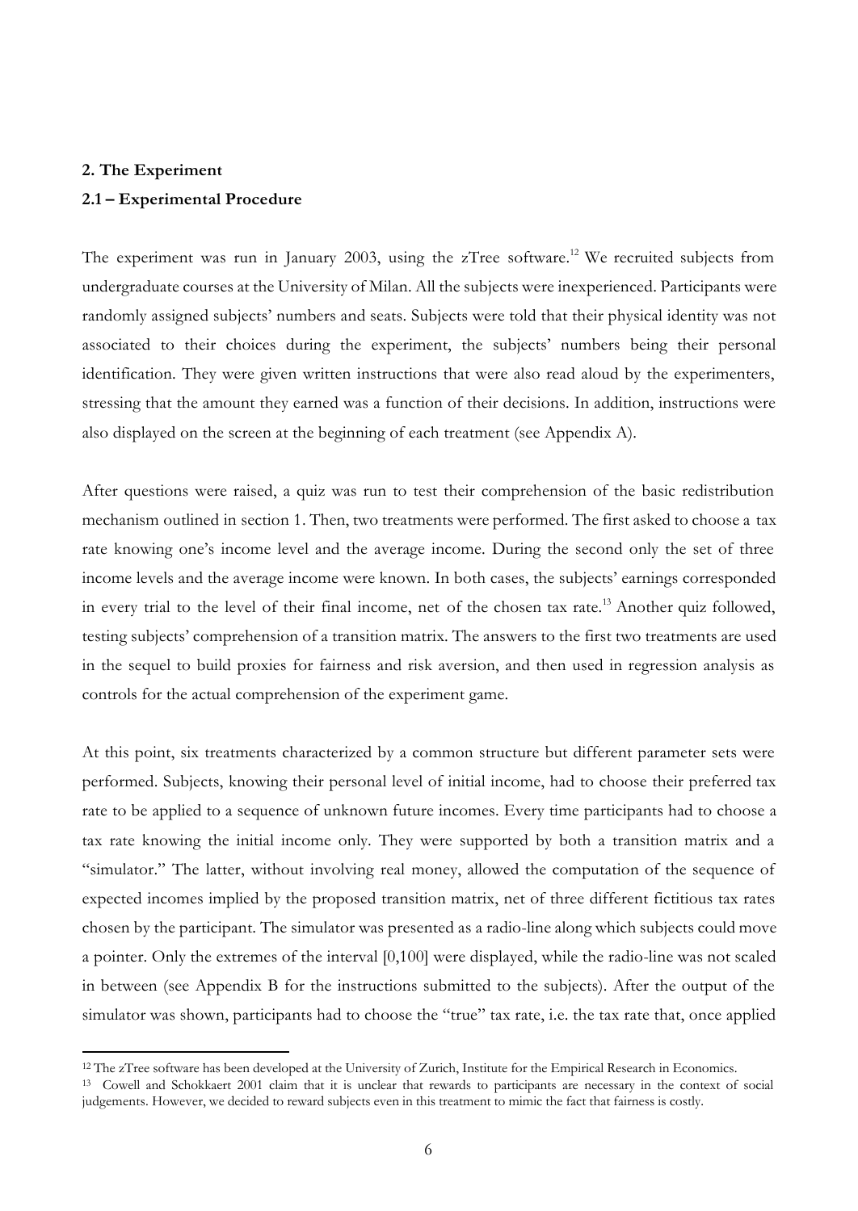## 2. The Experiment

### 2.1 – Experimental Procedure

The experiment was run in January 2003, using the zTree software.[12] We recruited subjects from undergraduate courses at the University of Milan. All the subjects were inexperienced. Participants were randomly assigned subjects' numbers and seats. Subjects were told that their physical identity was not associated to their choices during the experiment, the subjects' numbers being their personal identification. They were given written instructions that were also read aloud by the experimenters, stressing that the amount they earned was a function of their decisions. In addition, instructions were also displayed on the screen at the beginning of each treatment (see Appendix A).

After questions were raised, a quiz was run to test their comprehension of the basic redistribution mechanism outlined in section 1. Then, two treatments were performed. The first asked to choose a tax rate knowing one's income level and the average income. During the second only the set of three income levels and the average income were known. In both cases, the subjects' earnings corresponded in every trial to the level of their final income, net of the chosen tax rate.[13] Another quiz followed, testing subjects' comprehension of a transition matrix. The answers to the first two treatments are used in the sequel to build proxies for fairness and risk aversion, and then used in regression analysis as controls for the actual comprehension of the experiment game.

At this point, six treatments characterized by a common structure but different parameter sets were performed. Subjects, knowing their personal level of initial income, had to choose their preferred tax rate to be applied to a sequence of unknown future incomes. Every time participants had to choose a tax rate knowing the initial income only. They were supported by both a transition matrix and a "simulator." The latter, without involving real money, allowed the computation of the sequence of expected incomes implied by the proposed transition matrix, net of three different fictitious tax rates chosen by the participant. The simulator was presented as a radio-line along which subjects could move a pointer. Only the extremes of the interval [0,100] were displayed, while the radio-line was not scaled in between (see Appendix B for the instructions submitted to the subjects). After the output of the simulator was shown, participants had to choose the "true" tax rate, i.e. the tax rate that, once applied

---

[12] The zTree software has been developed at the University of Zurich, Institute for the Empirical Research in Economics.

[13] Cowell and Schokkaert 2001 claim that it is unclear that rewards to participants are necessary in the context of social judgements. However, we decided to reward subjects even in this treatment to mimic the fact that fairness is costly.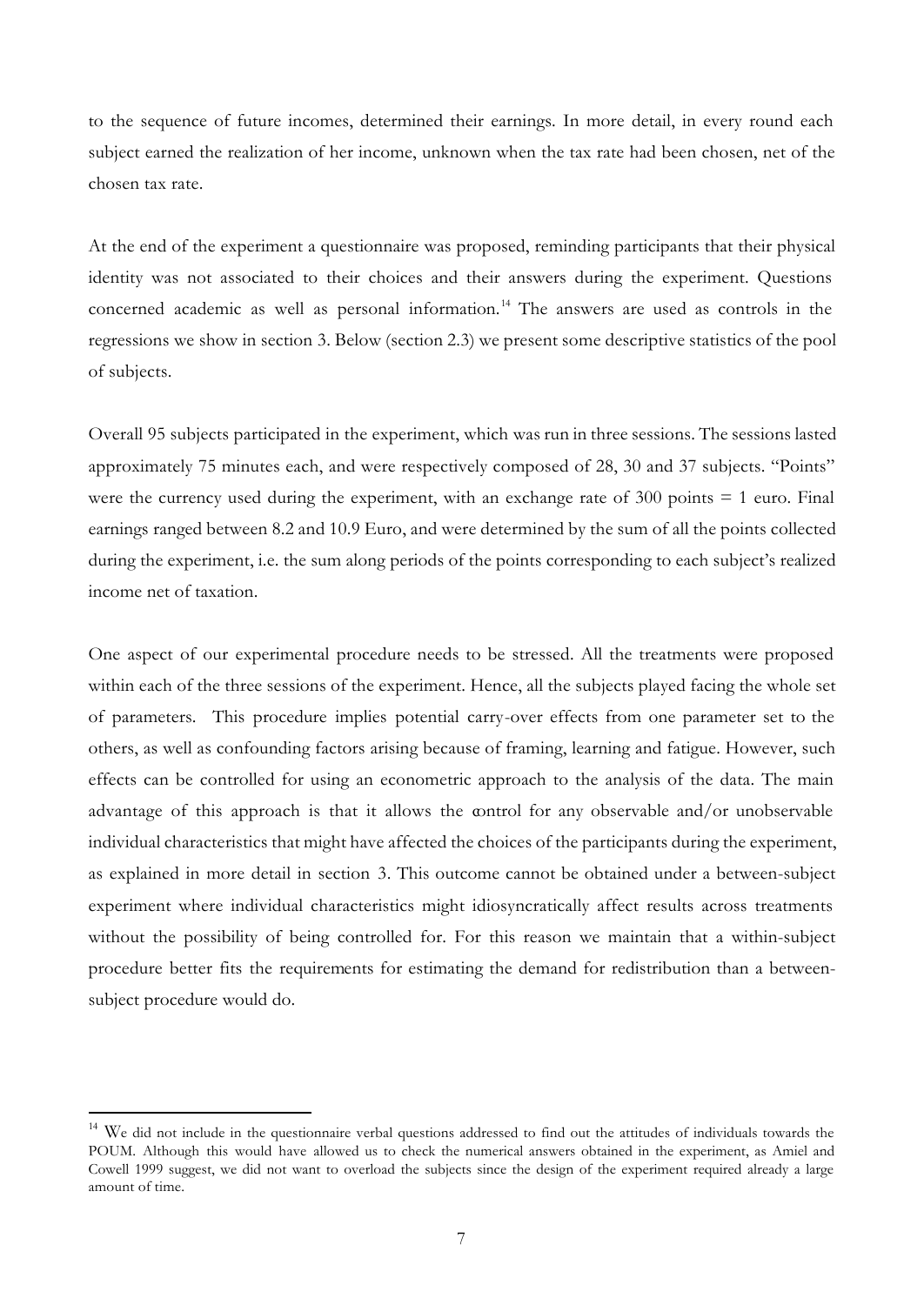to the sequence of future incomes, determined their earnings. In more detail, in every round each subject earned the realization of her income, unknown when the tax rate had been chosen, net of the chosen tax rate.

At the end of the experiment a questionnaire was proposed, reminding participants that their physical identity was not associated to their choices and their answers during the experiment. Questions concerned academic as well as personal information.[14] The answers are used as controls in the regressions we show in section 3. Below (section 2.3) we present some descriptive statistics of the pool of subjects.

Overall 95 subjects participated in the experiment, which was run in three sessions. The sessions lasted approximately 75 minutes each, and were respectively composed of 28, 30 and 37 subjects. "Points" were the currency used during the experiment, with an exchange rate of 300 points = 1 euro. Final earnings ranged between 8.2 and 10.9 Euro, and were determined by the sum of all the points collected during the experiment, i.e. the sum along periods of the points corresponding to each subject's realized income net of taxation.

One aspect of our experimental procedure needs to be stressed. All the treatments were proposed within each of the three sessions of the experiment. Hence, all the subjects played facing the whole set of parameters. This procedure implies potential carry-over effects from one parameter set to the others, as well as confounding factors arising because of framing, learning and fatigue. However, such effects can be controlled for using an econometric approach to the analysis of the data. The main advantage of this approach is that it allows the control for any observable and/or unobservable individual characteristics that might have affected the choices of the participants during the experiment, as explained in more detail in section 3. This outcome cannot be obtained under a between-subject experiment where individual characteristics might idiosyncratically affect results across treatments without the possibility of being controlled for. For this reason we maintain that a within-subject procedure better fits the requirements for estimating the demand for redistribution than a between-subject procedure would do.

[14] We did not include in the questionnaire verbal questions addressed to find out the attitudes of individuals towards the POUM. Although this would have allowed us to check the numerical answers obtained in the experiment, as Amiel and Cowell 1999 suggest, we did not want to overload the subjects since the design of the experiment required already a large amount of time.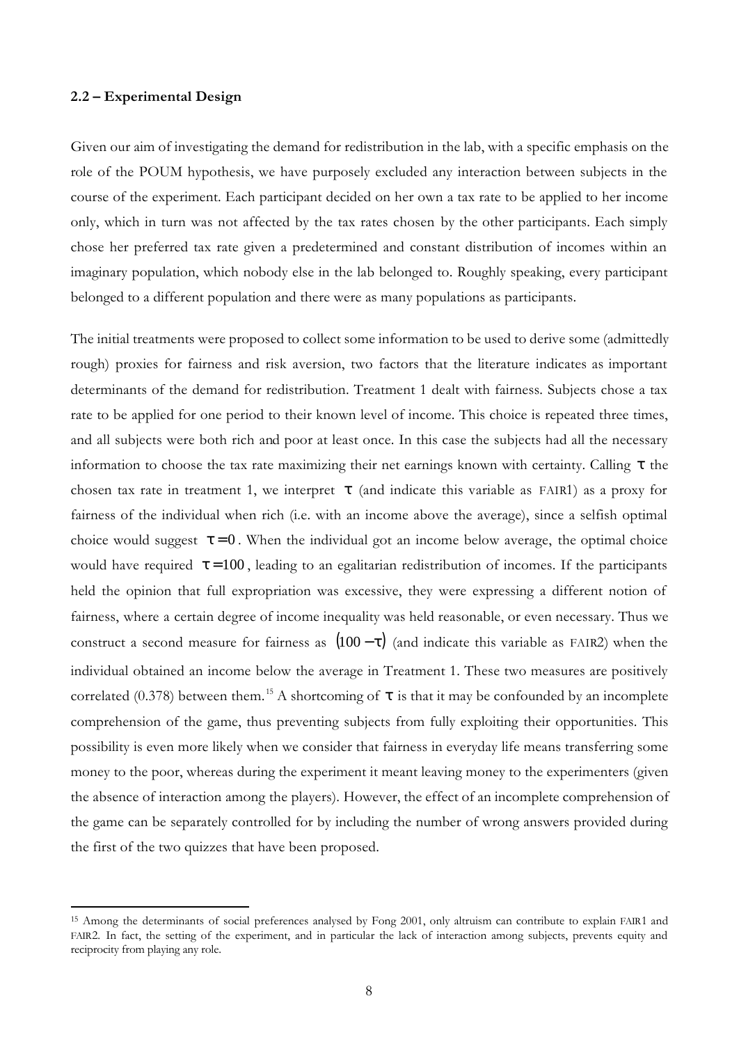## 2.2 – Experimental Design

Given our aim of investigating the demand for redistribution in the lab, with a specific emphasis on the role of the POUM hypothesis, we have purposely excluded any interaction between subjects in the course of the experiment. Each participant decided on her own a tax rate to be applied to her income only, which in turn was not affected by the tax rates chosen by the other participants. Each simply chose her preferred tax rate given a predetermined and constant distribution of incomes within an imaginary population, which nobody else in the lab belonged to. Roughly speaking, every participant belonged to a different population and there were as many populations as participants.

The initial treatments were proposed to collect some information to be used to derive some (admittedly rough) proxies for fairness and risk aversion, two factors that the literature indicates as important determinants of the demand for redistribution. Treatment 1 dealt with fairness. Subjects chose a tax rate to be applied for one period to their known level of income. This choice is repeated three times, and all subjects were both rich and poor at least once. In this case the subjects had all the necessary information to choose the tax rate maximizing their net earnings known with certainty. Calling $\tau$ the chosen tax rate in treatment 1, we interpret $\tau$ (and indicate this variable as FAIR1) as a proxy for fairness of the individual when rich (i.e. with an income above the average), since a selfish optimal choice would suggest $\tau = 0$. When the individual got an income below average, the optimal choice would have required $\tau = 100$, leading to an egalitarian redistribution of incomes. If the participants held the opinion that full expropriation was excessive, they were expressing a different notion of fairness, where a certain degree of income inequality was held reasonable, or even necessary. Thus we construct a second measure for fairness as $(100 - \tau)$ (and indicate this variable as FAIR2) when the individual obtained an income below the average in Treatment 1. These two measures are positively correlated (0.378) between them.[15] A shortcoming of $\tau$ is that it may be confounded by an incomplete comprehension of the game, thus preventing subjects from fully exploiting their opportunities. This possibility is even more likely when we consider that fairness in everyday life means transferring some money to the poor, whereas during the experiment it meant leaving money to the experimenters (given the absence of interaction among the players). However, the effect of an incomplete comprehension of the game can be separately controlled for by including the number of wrong answers provided during the first of the two quizzes that have been proposed.

[15] Among the determinants of social preferences analysed by Fong 2001, only altruism can contribute to explain FAIR1 and FAIR2. In fact, the setting of the experiment, and in particular the lack of interaction among subjects, prevents equity and reciprocity from playing any role.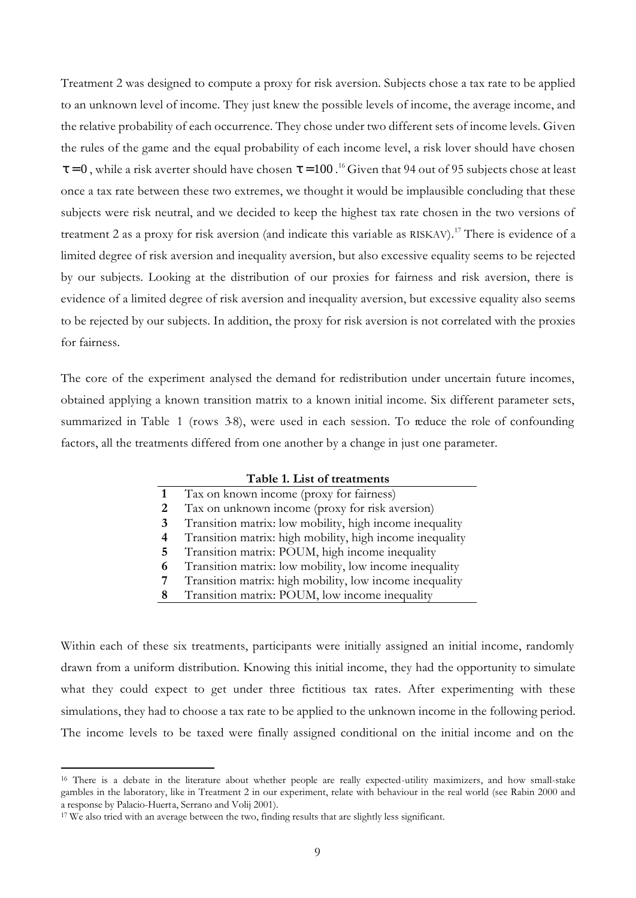Treatment 2 was designed to compute a proxy for risk aversion. Subjects chose a tax rate to be applied to an unknown level of income. They just knew the possible levels of income, the average income, and the relative probability of each occurrence. They chose under two different sets of income levels. Given the rules of the game and the equal probability of each income level, a risk lover should have chosen $\tau = 0$, while a risk averter should have chosen $\tau = 100$.[16] Given that 94 out of 95 subjects chose at least once a tax rate between these two extremes, we thought it would be implausible concluding that these subjects were risk neutral, and we decided to keep the highest tax rate chosen in the two versions of treatment 2 as a proxy for risk aversion (and indicate this variable as RISKAV).[17] There is evidence of a limited degree of risk aversion and inequality aversion, but also excessive equality seems to be rejected by our subjects. Looking at the distribution of our proxies for fairness and risk aversion, there is evidence of a limited degree of risk aversion and inequality aversion, but excessive equality also seems to be rejected by our subjects. In addition, the proxy for risk aversion is not correlated with the proxies for fairness.

The core of the experiment analysed the demand for redistribution under uncertain future incomes, obtained applying a known transition matrix to a known initial income. Six different parameter sets, summarized in Table 1 (rows 3-8), were used in each session. To reduce the role of confounding factors, all the treatments differed from one another by a change in just one parameter.

**Table 1. List of treatments**

| | |
|---|---|
| **1** | Tax on known income (proxy for fairness) |
| **2** | Tax on unknown income (proxy for risk aversion) |
| **3** | Transition matrix: low mobility, high income inequality |
| **4** | Transition matrix: high mobility, high income inequality |
| **5** | Transition matrix: POUM, high income inequality |
| **6** | Transition matrix: low mobility, low income inequality |
| **7** | Transition matrix: high mobility, low income inequality |
| **8** | Transition matrix: POUM, low income inequality |

Within each of these six treatments, participants were initially assigned an initial income, randomly drawn from a uniform distribution. Knowing this initial income, they had the opportunity to simulate what they could expect to get under three fictitious tax rates. After experimenting with these simulations, they had to choose a tax rate to be applied to the unknown income in the following period. The income levels to be taxed were finally assigned conditional on the initial income and on the

---

[16] There is a debate in the literature about whether people are really expected-utility maximizers, and how small-stake gambles in the laboratory, like in Treatment 2 in our experiment, relate with behaviour in the real world (see Rabin 2000 and a response by Palacio-Huerta, Serrano and Volij 2001).

[17] We also tried with an average between the two, finding results that are slightly less significant.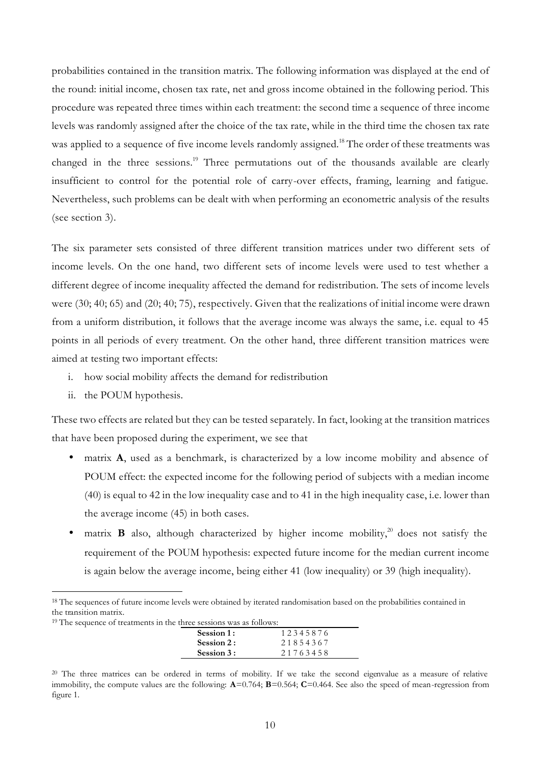probabilities contained in the transition matrix. The following information was displayed at the end of the round: initial income, chosen tax rate, net and gross income obtained in the following period. This procedure was repeated three times within each treatment: the second time a sequence of three income levels was randomly assigned after the choice of the tax rate, while in the third time the chosen tax rate was applied to a sequence of five income levels randomly assigned.[18] The order of these treatments was changed in the three sessions.[19] Three permutations out of the thousands available are clearly insufficient to control for the potential role of carry-over effects, framing, learning and fatigue. Nevertheless, such problems can be dealt with when performing an econometric analysis of the results (see section 3).

The six parameter sets consisted of three different transition matrices under two different sets of income levels. On the one hand, two different sets of income levels were used to test whether a different degree of income inequality affected the demand for redistribution. The sets of income levels were (30; 40; 65) and (20; 40; 75), respectively. Given that the realizations of initial income were drawn from a uniform distribution, it follows that the average income was always the same, i.e. equal to 45 points in all periods of every treatment. On the other hand, three different transition matrices were aimed at testing two important effects:

i. how social mobility affects the demand for redistribution
ii. the POUM hypothesis.

These two effects are related but they can be tested separately. In fact, looking at the transition matrices that have been proposed during the experiment, we see that

- matrix **A**, used as a benchmark, is characterized by a low income mobility and absence of POUM effect: the expected income for the following period of subjects with a median income (40) is equal to 42 in the low inequality case and to 41 in the high inequality case, i.e. lower than the average income (45) in both cases.
- matrix **B** also, although characterized by higher income mobility,[20] does not satisfy the requirement of the POUM hypothesis: expected future income for the median current income is again below the average income, being either 41 (low inequality) or 39 (high inequality).

---

[18] The sequences of future income levels were obtained by iterated randomisation based on the probabilities contained in the transition matrix.

[19] The sequence of treatments in the three sessions was as follows:

| | |
|---|---|
| **Session 1 :** | 1 2 3 4 5 8 7 6 |
| **Session 2 :** | 2 1 8 5 4 3 6 7 |
| **Session 3 :** | 2 1 7 6 3 4 5 8 |

[20] The three matrices can be ordered in terms of mobility. If we take the second eigenvalue as a measure of relative immobility, the compute values are the following: **A**=0.764; **B**=0.564; **C**=0.464. See also the speed of mean-regression from figure 1.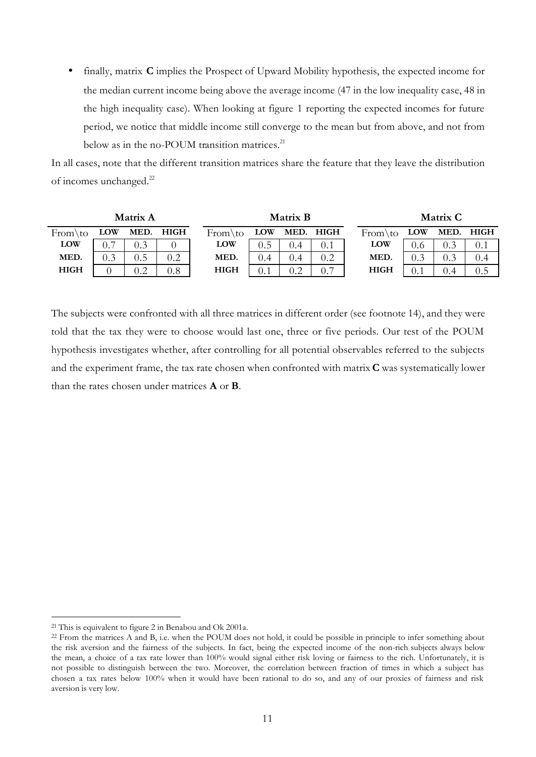- finally, matrix **C** implies the Prospect of Upward Mobility hypothesis, the expected income for the median current income being above the average income (47 in the low inequality case, 48 in the high inequality case). When looking at figure 1 reporting the expected incomes for future period, we notice that middle income still converge to the mean but from above, and not from below as in the no-POUM transition matrices.[21]

In all cases, note that the different transition matrices share the feature that they leave the distribution of incomes unchanged.[22]

**Matrix A**

| From\to | LOW | MED. | HIGH |
|---|---|---|---|
| **LOW** | 0.7 | 0.3 | 0 |
| **MED.** | 0.3 | 0.5 | 0.2 |
| **HIGH** | 0 | 0.2 | 0.8 |

**Matrix B**

| From\to | LOW | MED. | HIGH |
|---|---|---|---|
| **LOW** | 0.5 | 0.4 | 0.1 |
| **MED.** | 0.4 | 0.4 | 0.2 |
| **HIGH** | 0.1 | 0.2 | 0.7 |

**Matrix C**

| From\to | LOW | MED. | HIGH |
|---|---|---|---|
| **LOW** | 0.6 | 0.3 | 0.1 |
| **MED.** | 0.3 | 0.3 | 0.4 |
| **HIGH** | 0.1 | 0.4 | 0.5 |

The subjects were confronted with all three matrices in different order (see footnote 14), and they were told that the tax they were to choose would last one, three or five periods. Our test of the POUM hypothesis investigates whether, after controlling for all potential observables referred to the subjects and the experiment frame, the tax rate chosen when confronted with matrix **C** was systematically lower than the rates chosen under matrices **A** or **B**.

---

[21] This is equivalent to figure 2 in Benabou and Ok 2001a.

[22] From the matrices A and B, i.e. when the POUM does not hold, it could be possible in principle to infer something about the risk aversion and the fairness of the subjects. In fact, being the expected income of the non-rich subjects always below the mean, a choice of a tax rate lower than 100% would signal either risk loving or fairness to the rich. Unfortunately, it is not possible to distinguish between the two. Moreover, the correlation between fraction of times in which a subject has chosen a tax rates below 100% when it would have been rational to do so, and any of our proxies of fairness and risk aversion is very low.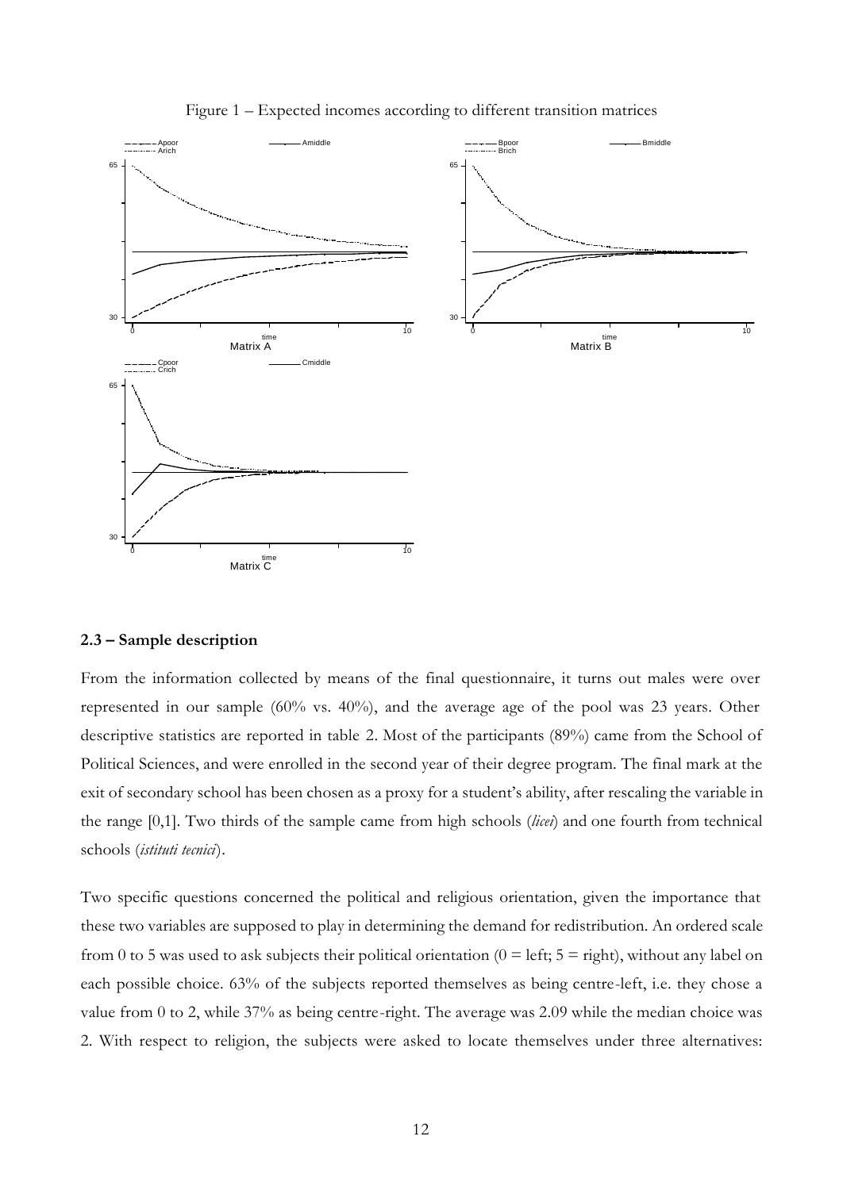Figure 1 – Expected incomes according to different transition matrices

## 2.3 – Sample description

From the information collected by means of the final questionnaire, it turns out males were over represented in our sample (60% vs. 40%), and the average age of the pool was 23 years. Other descriptive statistics are reported in table 2. Most of the participants (89%) came from the School of Political Sciences, and were enrolled in the second year of their degree program. The final mark at the exit of secondary school has been chosen as a proxy for a student's ability, after rescaling the variable in the range [0,1]. Two thirds of the sample came from high schools (*licei*) and one fourth from technical schools (*istituti tecnici*).

Two specific questions concerned the political and religious orientation, given the importance that these two variables are supposed to play in determining the demand for redistribution. An ordered scale from 0 to 5 was used to ask subjects their political orientation (0 = left; 5 = right), without any label on each possible choice. 63% of the subjects reported themselves as being centre-left, i.e. they chose a value from 0 to 2, while 37% as being centre-right. The average was 2.09 while the median choice was 2. With respect to religion, the subjects were asked to locate themselves under three alternatives: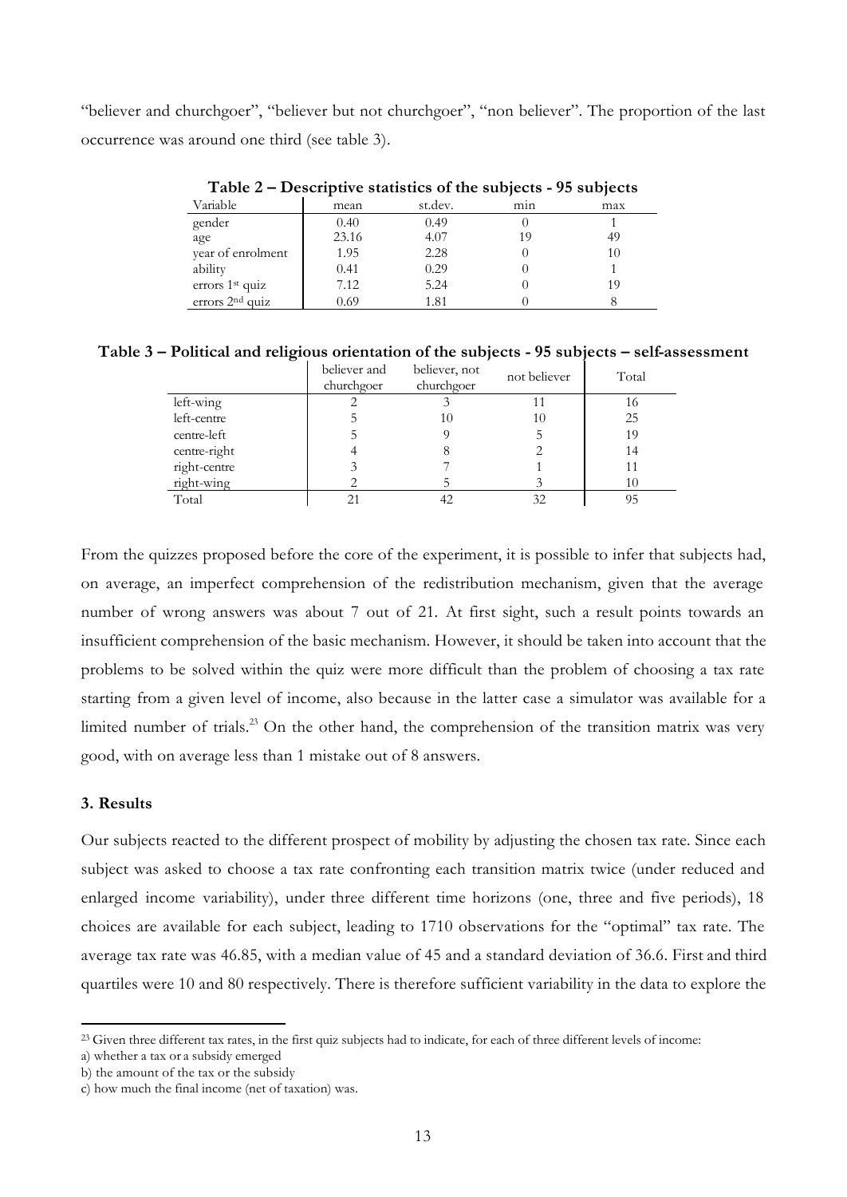"believer and churchgoer", "believer but not churchgoer", "non believer". The proportion of the last occurrence was around one third (see table 3).

**Table 2 – Descriptive statistics of the subjects - 95 subjects**

| Variable | mean | st.dev. | min | max |
|---|---|---|---|---|
| gender | 0.40 | 0.49 | 0 | 1 |
| age | 23.16 | 4.07 | 19 | 49 |
| year of enrolment | 1.95 | 2.28 | 0 | 10 |
| ability | 0.41 | 0.29 | 0 | 1 |
| errors 1st quiz | 7.12 | 5.24 | 0 | 19 |
| errors 2nd quiz | 0.69 | 1.81 | 0 | 8 |

**Table 3 – Political and religious orientation of the subjects - 95 subjects – self-assessment**

| | believer and churchgoer | believer, not churchgoer | not believer | Total |
|---|---|---|---|---|
| left-wing | 2 | 3 | 11 | 16 |
| left-centre | 5 | 10 | 10 | 25 |
| centre-left | 5 | 9 | 5 | 19 |
| centre-right | 4 | 8 | 2 | 14 |
| right-centre | 3 | 7 | 1 | 11 |
| right-wing | 2 | 5 | 3 | 10 |
| Total | 21 | 42 | 32 | 95 |

From the quizzes proposed before the core of the experiment, it is possible to infer that subjects had, on average, an imperfect comprehension of the redistribution mechanism, given that the average number of wrong answers was about 7 out of 21. At first sight, such a result points towards an insufficient comprehension of the basic mechanism. However, it should be taken into account that the problems to be solved within the quiz were more difficult than the problem of choosing a tax rate starting from a given level of income, also because in the latter case a simulator was available for a limited number of trials.[23] On the other hand, the comprehension of the transition matrix was very good, with on average less than 1 mistake out of 8 answers.

## 3. Results

Our subjects reacted to the different prospect of mobility by adjusting the chosen tax rate. Since each subject was asked to choose a tax rate confronting each transition matrix twice (under reduced and enlarged income variability), under three different time horizons (one, three and five periods), 18 choices are available for each subject, leading to 1710 observations for the "optimal" tax rate. The average tax rate was 46.85, with a median value of 45 and a standard deviation of 36.6. First and third quartiles were 10 and 80 respectively. There is therefore sufficient variability in the data to explore the

[23] Given three different tax rates, in the first quiz subjects had to indicate, for each of three different levels of income:
a) whether a tax or a subsidy emerged
b) the amount of the tax or the subsidy
c) how much the final income (net of taxation) was.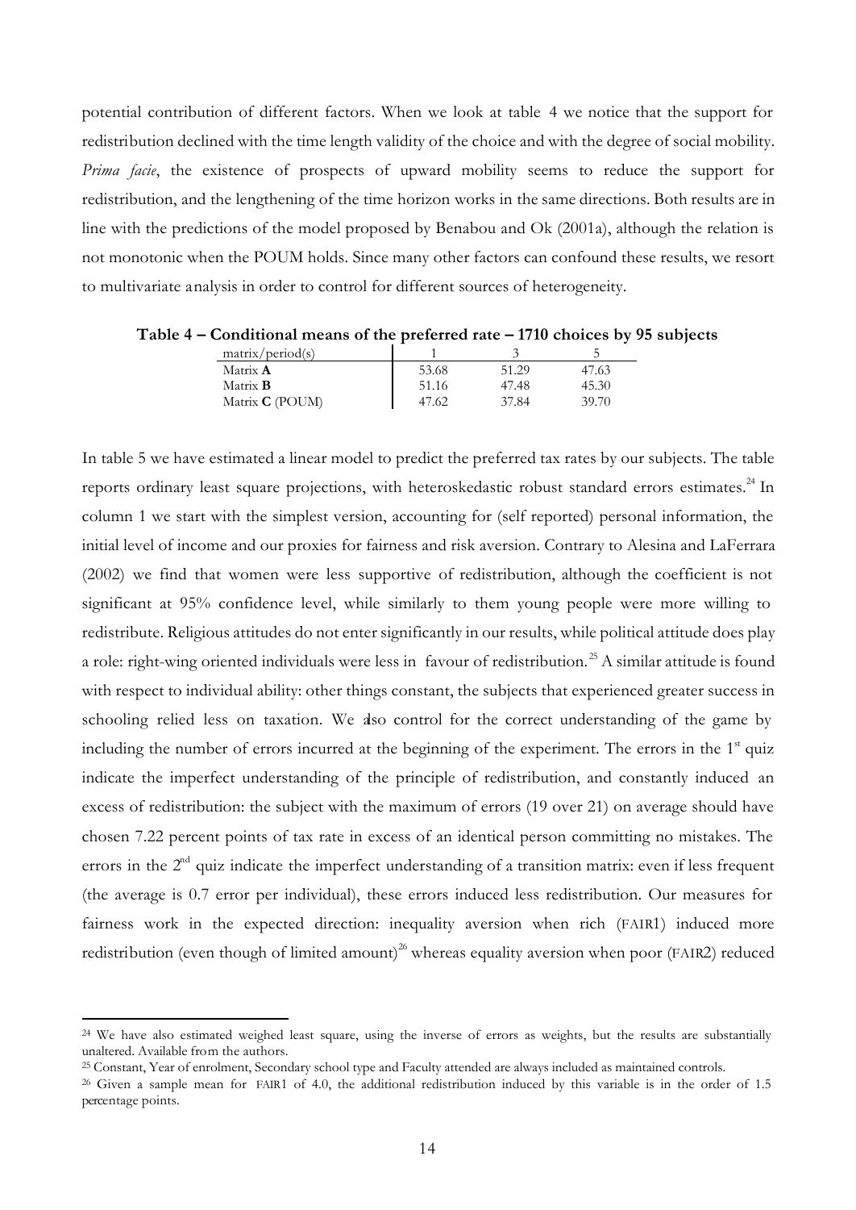potential contribution of different factors. When we look at table 4 we notice that the support for redistribution declined with the time length validity of the choice and with the degree of social mobility. *Prima facie*, the existence of prospects of upward mobility seems to reduce the support for redistribution, and the lengthening of the time horizon works in the same directions. Both results are in line with the predictions of the model proposed by Benabou and Ok (2001a), although the relation is not monotonic when the POUM holds. Since many other factors can confound these results, we resort to multivariate analysis in order to control for different sources of heterogeneity.

**Table 4 – Conditional means of the preferred rate – 1710 choices by 95 subjects**

| matrix/period(s) | 1 | 3 | 5 |
|---|---|---|---|
| Matrix **A** | 53.68 | 51.29 | 47.63 |
| Matrix **B** | 51.16 | 47.48 | 45.30 |
| Matrix **C** (POUM) | 47.62 | 37.84 | 39.70 |

In table 5 we have estimated a linear model to predict the preferred tax rates by our subjects. The table reports ordinary least square projections, with heteroskedastic robust standard errors estimates.[24] In column 1 we start with the simplest version, accounting for (self reported) personal information, the initial level of income and our proxies for fairness and risk aversion. Contrary to Alesina and LaFerrara (2002) we find that women were less supportive of redistribution, although the coefficient is not significant at 95% confidence level, while similarly to them young people were more willing to redistribute. Religious attitudes do not enter significantly in our results, while political attitude does play a role: right-wing oriented individuals were less in favour of redistribution.[25] A similar attitude is found with respect to individual ability: other things constant, the subjects that experienced greater success in schooling relied less on taxation. We also control for the correct understanding of the game by including the number of errors incurred at the beginning of the experiment. The errors in the 1[st] quiz indicate the imperfect understanding of the principle of redistribution, and constantly induced an excess of redistribution: the subject with the maximum of errors (19 over 21) on average should have chosen 7.22 percent points of tax rate in excess of an identical person committing no mistakes. The errors in the 2[nd] quiz indicate the imperfect understanding of a transition matrix: even if less frequent (the average is 0.7 error per individual), these errors induced less redistribution. Our measures for fairness work in the expected direction: inequality aversion when rich (FAIR1) induced more redistribution (even though of limited amount)[26] whereas equality aversion when poor (FAIR2) reduced

---

[24] We have also estimated weighed least square, using the inverse of errors as weights, but the results are substantially unaltered. Available from the authors.

[25] Constant, Year of enrolment, Secondary school type and Faculty attended are always included as maintained controls.

[26] Given a sample mean for FAIR1 of 4.0, the additional redistribution induced by this variable is in the order of 1.5 percentage points.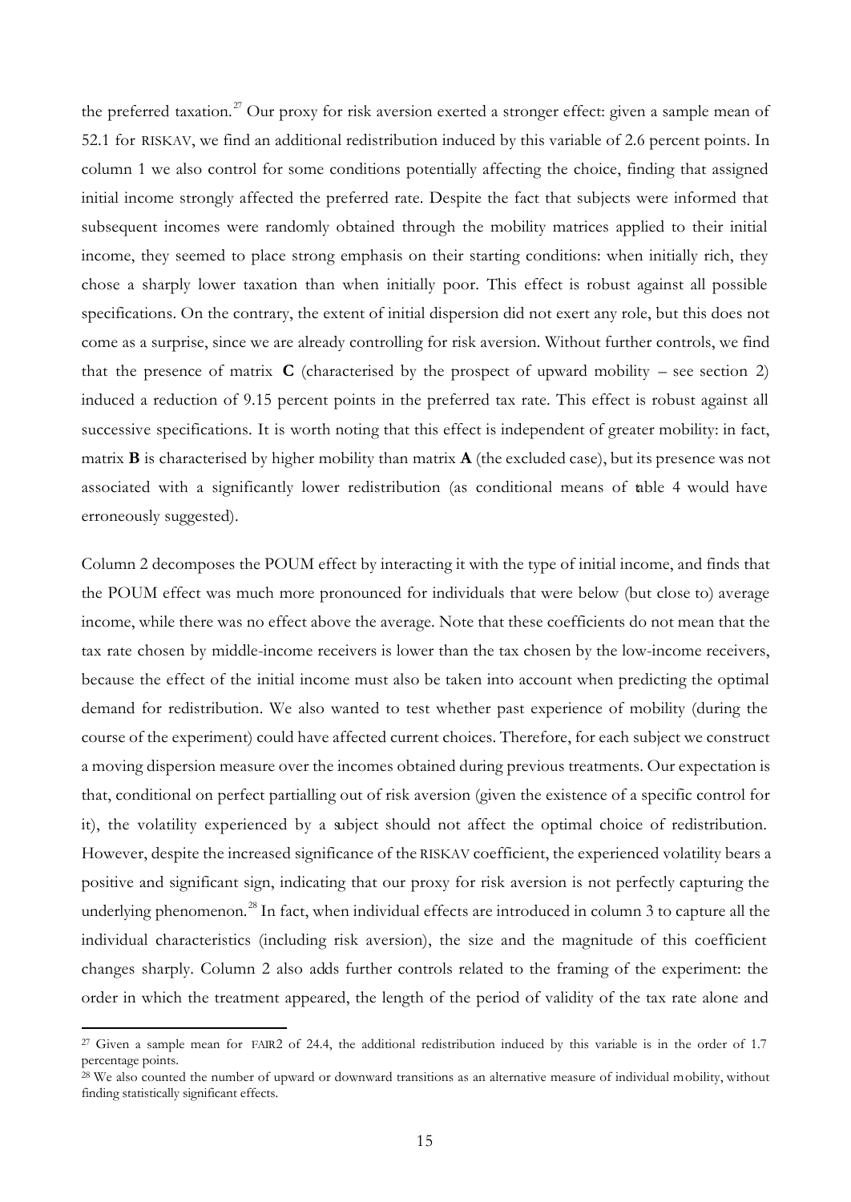the preferred taxation.[27] Our proxy for risk aversion exerted a stronger effect: given a sample mean of 52.1 for RISKAV, we find an additional redistribution induced by this variable of 2.6 percent points. In column 1 we also control for some conditions potentially affecting the choice, finding that assigned initial income strongly affected the preferred rate. Despite the fact that subjects were informed that subsequent incomes were randomly obtained through the mobility matrices applied to their initial income, they seemed to place strong emphasis on their starting conditions: when initially rich, they chose a sharply lower taxation than when initially poor. This effect is robust against all possible specifications. On the contrary, the extent of initial dispersion did not exert any role, but this does not come as a surprise, since we are already controlling for risk aversion. Without further controls, we find that the presence of matrix **C** (characterised by the prospect of upward mobility – see section 2) induced a reduction of 9.15 percent points in the preferred tax rate. This effect is robust against all successive specifications. It is worth noting that this effect is independent of greater mobility: in fact, matrix **B** is characterised by higher mobility than matrix **A** (the excluded case), but its presence was not associated with a significantly lower redistribution (as conditional means of table 4 would have erroneously suggested).

Column 2 decomposes the POUM effect by interacting it with the type of initial income, and finds that the POUM effect was much more pronounced for individuals that were below (but close to) average income, while there was no effect above the average. Note that these coefficients do not mean that the tax rate chosen by middle-income receivers is lower than the tax chosen by the low-income receivers, because the effect of the initial income must also be taken into account when predicting the optimal demand for redistribution. We also wanted to test whether past experience of mobility (during the course of the experiment) could have affected current choices. Therefore, for each subject we construct a moving dispersion measure over the incomes obtained during previous treatments. Our expectation is that, conditional on perfect partialling out of risk aversion (given the existence of a specific control for it), the volatility experienced by a subject should not affect the optimal choice of redistribution. However, despite the increased significance of the RISKAV coefficient, the experienced volatility bears a positive and significant sign, indicating that our proxy for risk aversion is not perfectly capturing the underlying phenomenon.[28] In fact, when individual effects are introduced in column 3 to capture all the individual characteristics (including risk aversion), the size and the magnitude of this coefficient changes sharply. Column 2 also adds further controls related to the framing of the experiment: the order in which the treatment appeared, the length of the period of validity of the tax rate alone and

---

[27] Given a sample mean for FAIR2 of 24.4, the additional redistribution induced by this variable is in the order of 1.7 percentage points.

[28] We also counted the number of upward or downward transitions as an alternative measure of individual mobility, without finding statistically significant effects.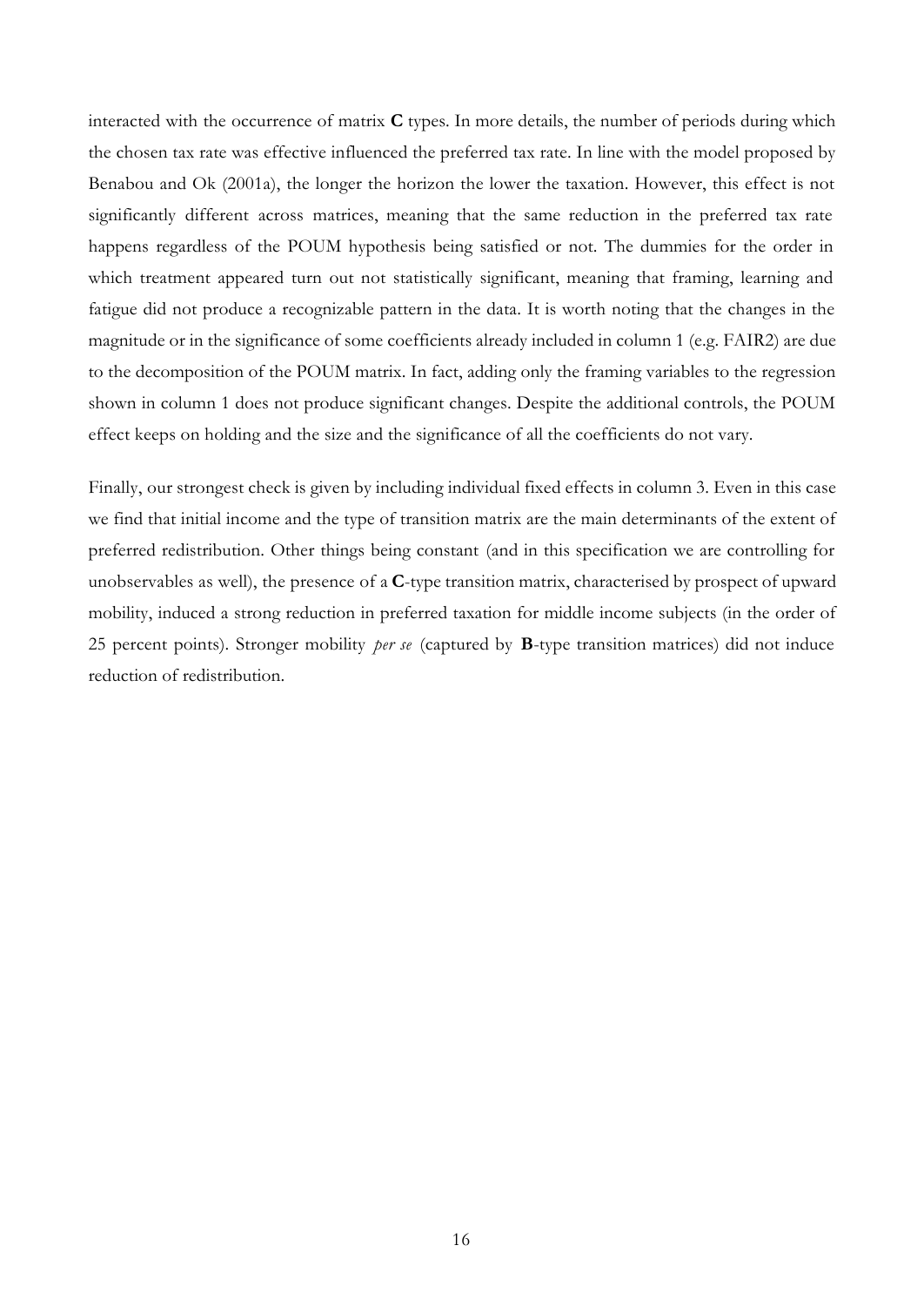interacted with the occurrence of matrix **C** types. In more details, the number of periods during which the chosen tax rate was effective influenced the preferred tax rate. In line with the model proposed by Benabou and Ok (2001a), the longer the horizon the lower the taxation. However, this effect is not significantly different across matrices, meaning that the same reduction in the preferred tax rate happens regardless of the POUM hypothesis being satisfied or not. The dummies for the order in which treatment appeared turn out not statistically significant, meaning that framing, learning and fatigue did not produce a recognizable pattern in the data. It is worth noting that the changes in the magnitude or in the significance of some coefficients already included in column 1 (e.g. FAIR2) are due to the decomposition of the POUM matrix. In fact, adding only the framing variables to the regression shown in column 1 does not produce significant changes. Despite the additional controls, the POUM effect keeps on holding and the size and the significance of all the coefficients do not vary.

Finally, our strongest check is given by including individual fixed effects in column 3. Even in this case we find that initial income and the type of transition matrix are the main determinants of the extent of preferred redistribution. Other things being constant (and in this specification we are controlling for unobservables as well), the presence of a **C**-type transition matrix, characterised by prospect of upward mobility, induced a strong reduction in preferred taxation for middle income subjects (in the order of 25 percent points). Stronger mobility *per se* (captured by **B**-type transition matrices) did not induce reduction of redistribution.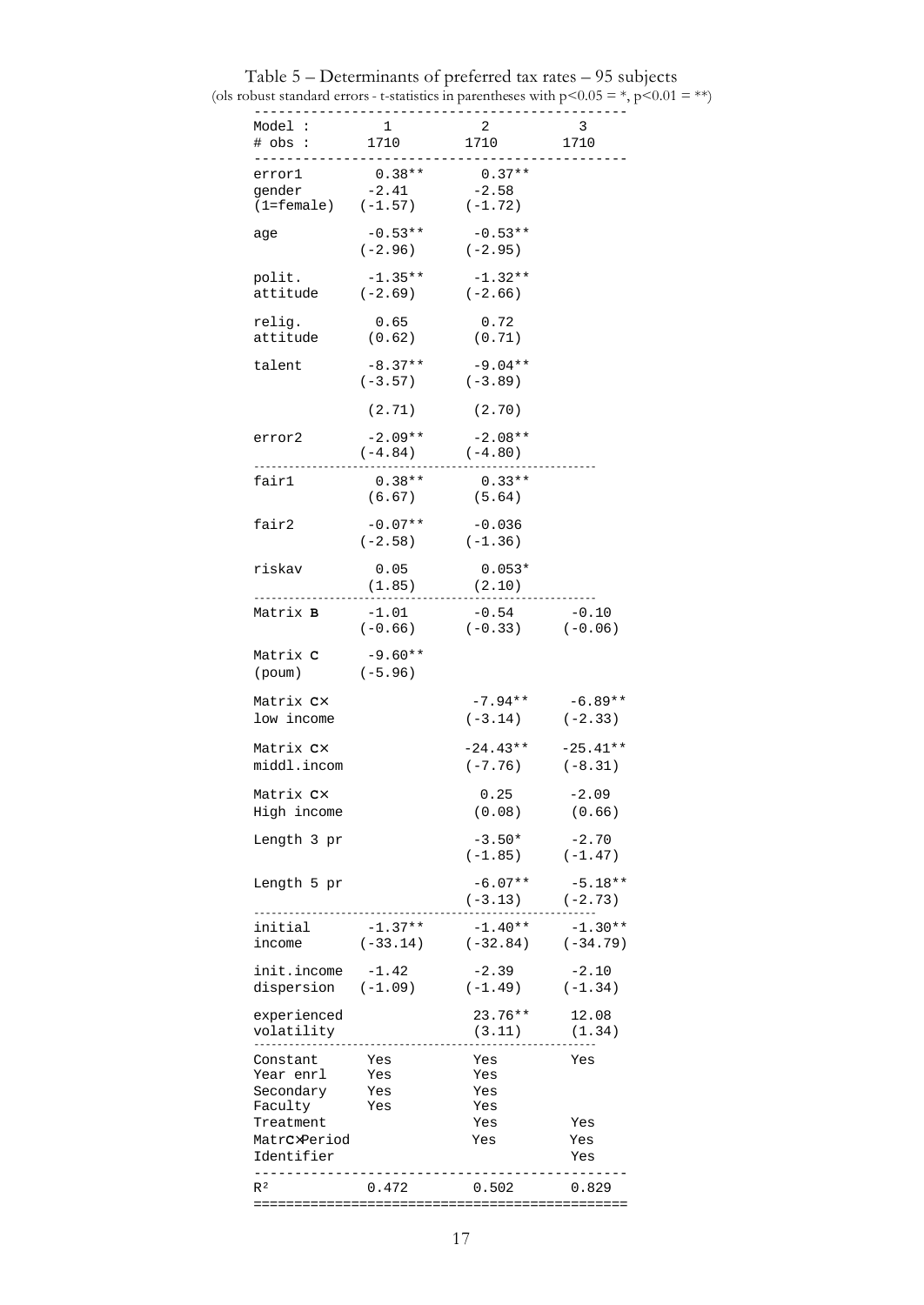Table 5 – Determinants of preferred tax rates – 95 subjects

(ols robust standard errors - t-statistics in parentheses with $p<0.05$ = *, $p<0.01$ = **)

| Model : | 1 | 2 | 3 |
|---|---|---|---|
| # obs : | 1710 | 1710 | 1710 |
| error1 | 0.38** | 0.37** | |
| gender (1=female) | -2.41 (-1.57) | -2.58 (-1.72) | |
| age | -0.53** (-2.96) | -0.53** (-2.95) | |
| polit. attitude | -1.35** (-2.69) | -1.32** (-2.66) | |
| relig. attitude | 0.65 (0.62) | 0.72 (0.71) | |
| talent | -8.37** (-3.57) | -9.04** (-3.89) | |
| | (2.71) | (2.70) | |
| error2 | -2.09** (-4.84) | -2.08** (-4.80) | |
| fair1 | 0.38** (6.67) | 0.33** (5.64) | |
| fair2 | -0.07** (-2.58) | -0.036 (-1.36) | |
| riskav | 0.05 (1.85) | 0.053* (2.10) | |
| Matrix **B** | -1.01 (-0.66) | -0.54 (-0.33) | -0.10 (-0.06) |
| Matrix **C** (poum) | -9.60** (-5.96) | | |
| Matrix **C**× low income | | -7.94** (-3.14) | -6.89** (-2.33) |
| Matrix **C**× middl.incom | | -24.43** (-7.76) | -25.41** (-8.31) |
| Matrix **C**× High income | | 0.25 (0.08) | -2.09 (0.66) |
| Length 3 pr | | -3.50* (-1.85) | -2.70 (-1.47) |
| Length 5 pr | | -6.07** (-3.13) | -5.18** (-2.73) |
| initial income | -1.37** (-33.14) | -1.40** (-32.84) | -1.30** (-34.79) |
| init.income dispersion | -1.42 (-1.09) | -2.39 (-1.49) | -2.10 (-1.34) |
| experienced volatility | | 23.76** (3.11) | 12.08 (1.34) |
| Constant | Yes | Yes | Yes |
| Year enrl | Yes | Yes | |
| Secondary | Yes | Yes | |
| Faculty | Yes | Yes | |
| Treatment | | Yes | Yes |
| Matr**C**×Period | | Yes | Yes |
| Identifier | | | Yes |
| $R^2$ | 0.472 | 0.502 | 0.829 |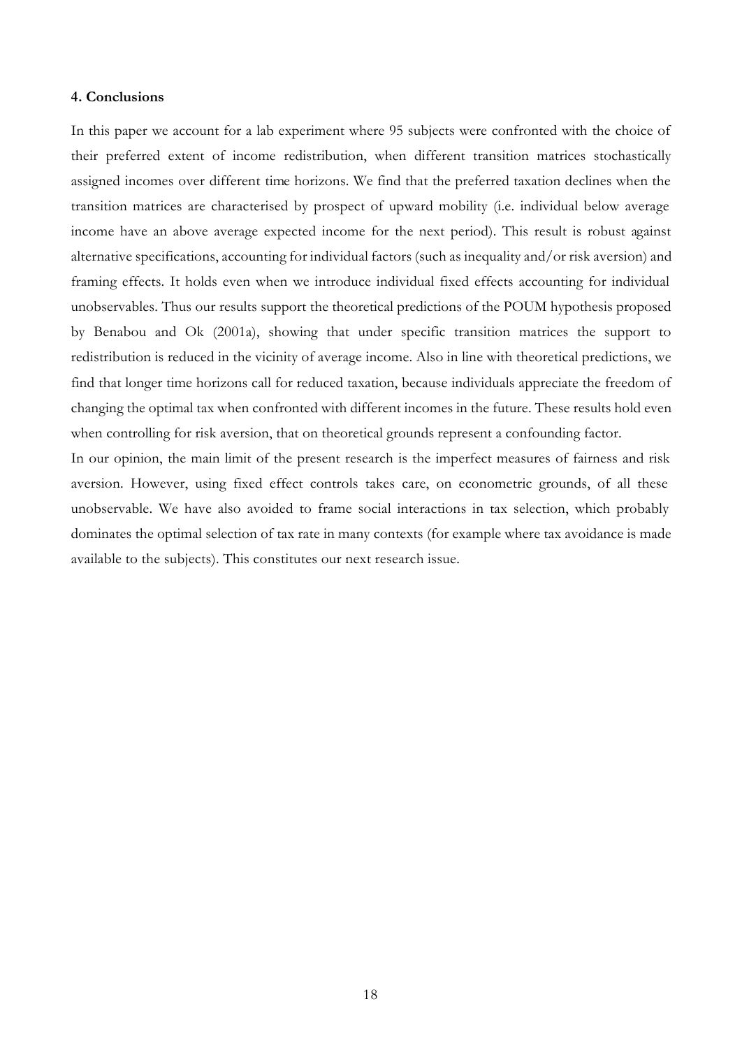#### 4. Conclusions

In this paper we account for a lab experiment where 95 subjects were confronted with the choice of their preferred extent of income redistribution, when different transition matrices stochastically assigned incomes over different time horizons. We find that the preferred taxation declines when the transition matrices are characterised by prospect of upward mobility (i.e. individual below average income have an above average expected income for the next period). This result is robust against alternative specifications, accounting for individual factors (such as inequality and/or risk aversion) and framing effects. It holds even when we introduce individual fixed effects accounting for individual unobservables. Thus our results support the theoretical predictions of the POUM hypothesis proposed by Benabou and Ok (2001a), showing that under specific transition matrices the support to redistribution is reduced in the vicinity of average income. Also in line with theoretical predictions, we find that longer time horizons call for reduced taxation, because individuals appreciate the freedom of changing the optimal tax when confronted with different incomes in the future. These results hold even when controlling for risk aversion, that on theoretical grounds represent a confounding factor.

In our opinion, the main limit of the present research is the imperfect measures of fairness and risk aversion. However, using fixed effect controls takes care, on econometric grounds, of all these unobservable. We have also avoided to frame social interactions in tax selection, which probably dominates the optimal selection of tax rate in many contexts (for example where tax avoidance is made available to the subjects). This constitutes our next research issue.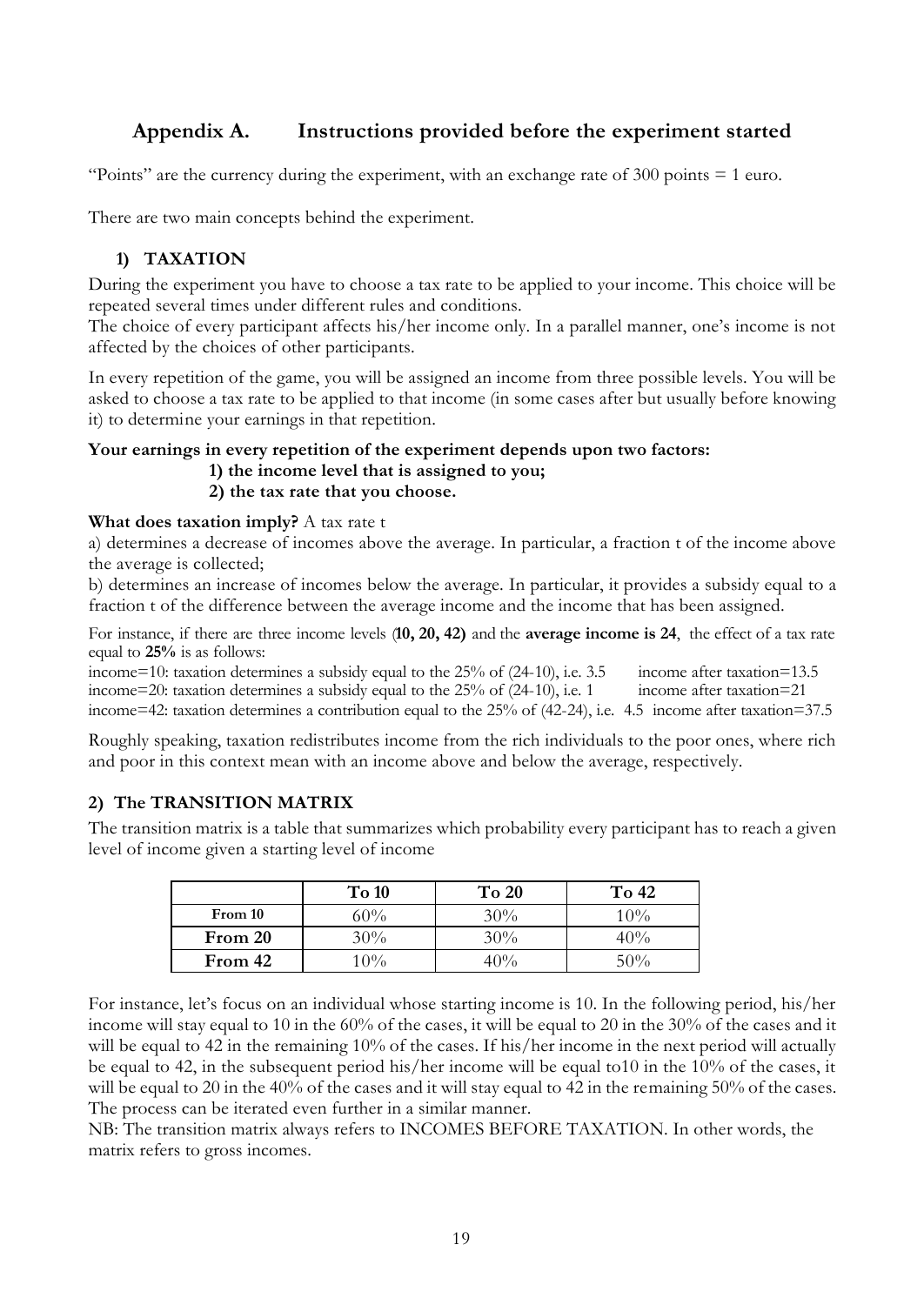## Appendix A. Instructions provided before the experiment started

"Points" are the currency during the experiment, with an exchange rate of 300 points = 1 euro.

There are two main concepts behind the experiment.

### 1) TAXATION

During the experiment you have to choose a tax rate to be applied to your income. This choice will be repeated several times under different rules and conditions.

The choice of every participant affects his/her income only. In a parallel manner, one's income is not affected by the choices of other participants.

In every repetition of the game, you will be assigned an income from three possible levels. You will be asked to choose a tax rate to be applied to that income (in some cases after but usually before knowing it) to determine your earnings in that repetition.

**Your earnings in every repetition of the experiment depends upon two factors:**
**1) the income level that is assigned to you;**
**2) the tax rate that you choose.**

**What does taxation imply?** A tax rate t

a) determines a decrease of incomes above the average. In particular, a fraction t of the income above the average is collected;

b) determines an increase of incomes below the average. In particular, it provides a subsidy equal to a fraction t of the difference between the average income and the income that has been assigned.

For instance, if there are three income levels (**10, 20, 42)** and the **average income is 24**, the effect of a tax rate equal to **25%** is as follows:

income=10: taxation determines a subsidy equal to the 25% of (24-10), i.e. 3.5 income after taxation=13.5
income=20: taxation determines a subsidy equal to the 25% of (24-10), i.e. 1 income after taxation=21
income=42: taxation determines a contribution equal to the 25% of (42-24), i.e. 4.5 income after taxation=37.5

Roughly speaking, taxation redistributes income from the rich individuals to the poor ones, where rich and poor in this context mean with an income above and below the average, respectively.

### 2) The TRANSITION MATRIX

The transition matrix is a table that summarizes which probability every participant has to reach a given level of income given a starting level of income

| | To 10 | To 20 | To 42 |
|---|---|---|---|
| From 10 | 60% | 30% | 10% |
| From 20 | 30% | 30% | 40% |
| From 42 | 10% | 40% | 50% |

For instance, let's focus on an individual whose starting income is 10. In the following period, his/her income will stay equal to 10 in the 60% of the cases, it will be equal to 20 in the 30% of the cases and it will be equal to 42 in the remaining 10% of the cases. If his/her income in the next period will actually be equal to 42, in the subsequent period his/her income will be equal to10 in the 10% of the cases, it will be equal to 20 in the 40% of the cases and it will stay equal to 42 in the remaining 50% of the cases. The process can be iterated even further in a similar manner.

NB: The transition matrix always refers to INCOMES BEFORE TAXATION. In other words, the matrix refers to gross incomes.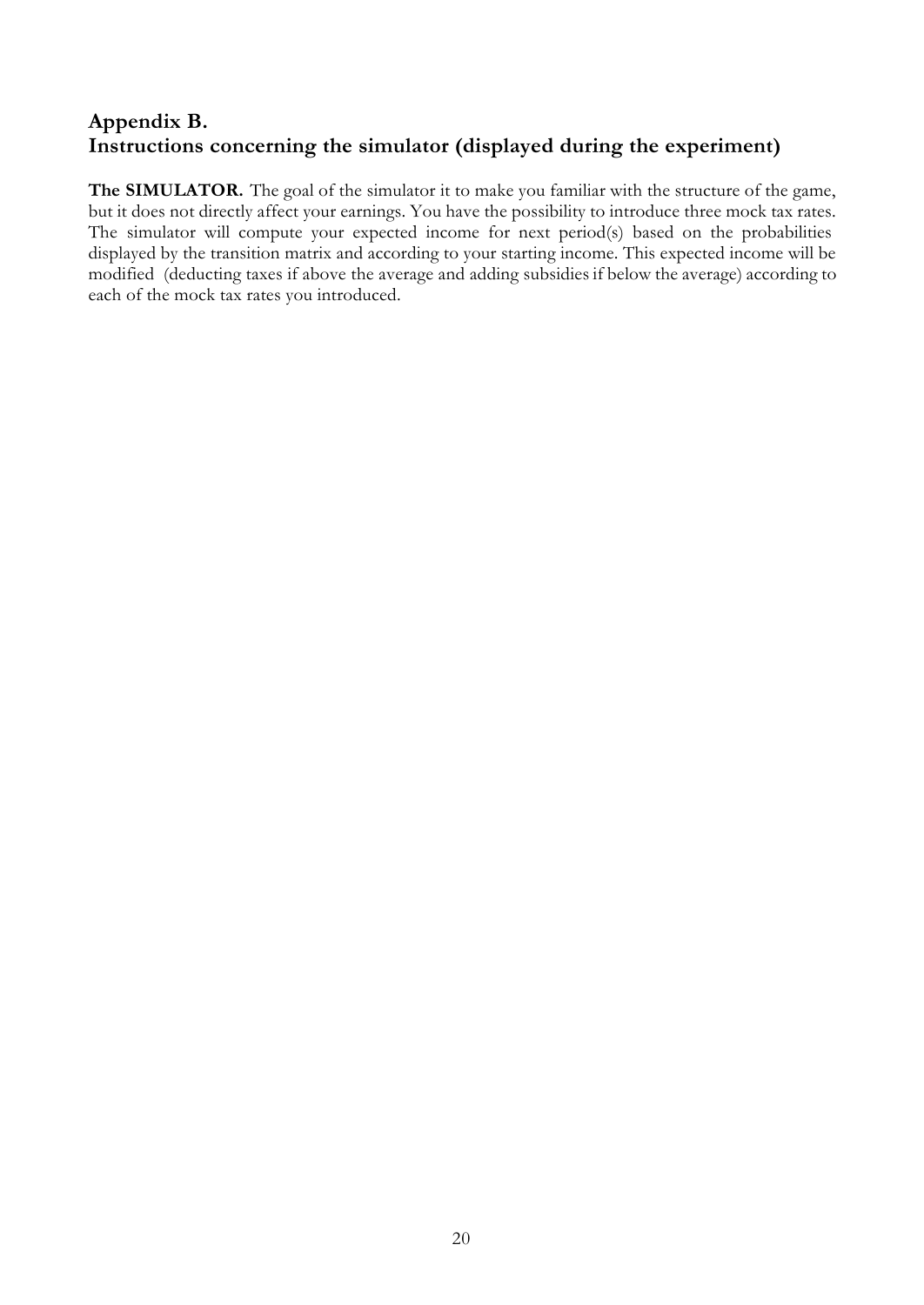## Appendix B.
## Instructions concerning the simulator (displayed during the experiment)

**The SIMULATOR.** The goal of the simulator it to make you familiar with the structure of the game, but it does not directly affect your earnings. You have the possibility to introduce three mock tax rates. The simulator will compute your expected income for next period(s) based on the probabilities displayed by the transition matrix and according to your starting income. This expected income will be modified (deducting taxes if above the average and adding subsidies if below the average) according to each of the mock tax rates you introduced.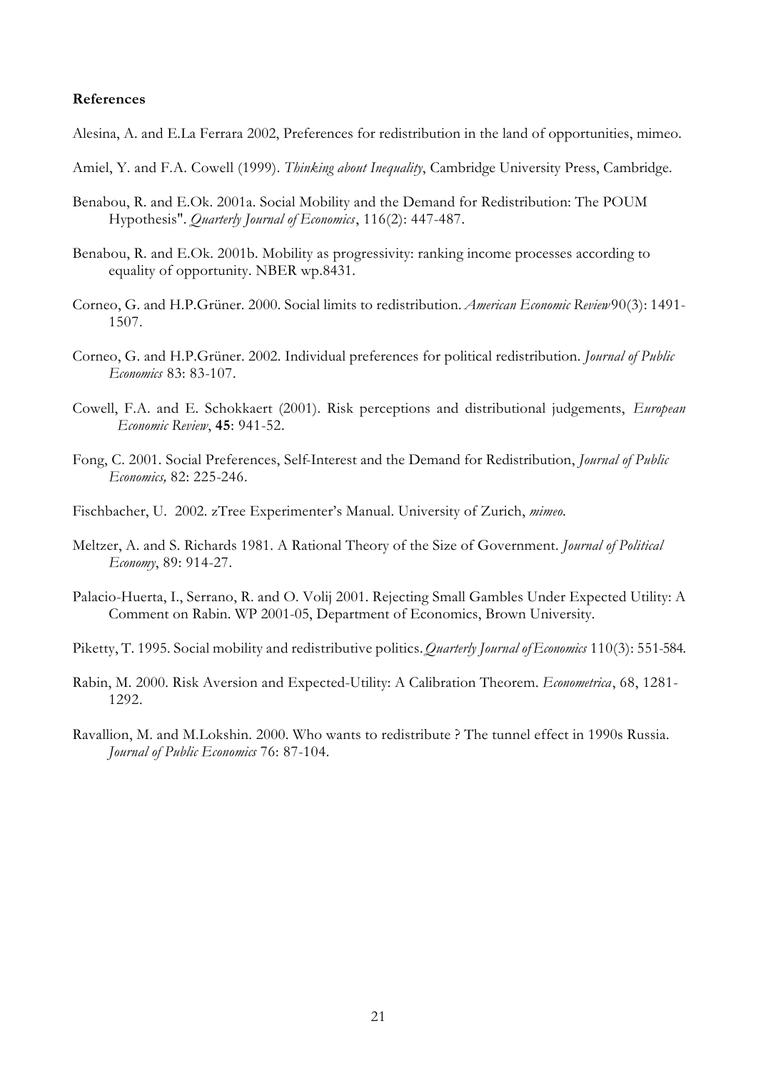**References**

Alesina, A. and E.La Ferrara 2002, Preferences for redistribution in the land of opportunities, mimeo.

Amiel, Y. and F.A. Cowell (1999). *Thinking about Inequality*, Cambridge University Press, Cambridge.

Benabou, R. and E.Ok. 2001a. Social Mobility and the Demand for Redistribution: The POUM Hypothesis". *Quarterly Journal of Economics*, 116(2): 447-487.

Benabou, R. and E.Ok. 2001b. Mobility as progressivity: ranking income processes according to equality of opportunity. NBER wp.8431.

Corneo, G. and H.P.Grüner. 2000. Social limits to redistribution. *American Economic Review* 90(3): 1491-1507.

Corneo, G. and H.P.Grüner. 2002. Individual preferences for political redistribution. *Journal of Public Economics* 83: 83-107.

Cowell, F.A. and E. Schokkaert (2001). Risk perceptions and distributional judgements, *European Economic Review*, **45**: 941-52.

Fong, C. 2001. Social Preferences, Self-Interest and the Demand for Redistribution, *Journal of Public Economics,* 82: 225-246.

Fischbacher, U. 2002. zTree Experimenter's Manual. University of Zurich, *mimeo.*

Meltzer, A. and S. Richards 1981. A Rational Theory of the Size of Government. *Journal of Political Economy*, 89: 914-27.

Palacio-Huerta, I., Serrano, R. and O. Volij 2001. Rejecting Small Gambles Under Expected Utility: A Comment on Rabin. WP 2001-05, Department of Economics, Brown University.

Piketty, T. 1995. Social mobility and redistributive politics. *Quarterly Journal of Economics* 110(3): 551-584.

Rabin, M. 2000. Risk Aversion and Expected-Utility: A Calibration Theorem. *Econometrica*, 68, 1281-1292.

Ravallion, M. and M.Lokshin. 2000. Who wants to redistribute ? The tunnel effect in 1990s Russia. *Journal of Public Economics* 76: 87-104.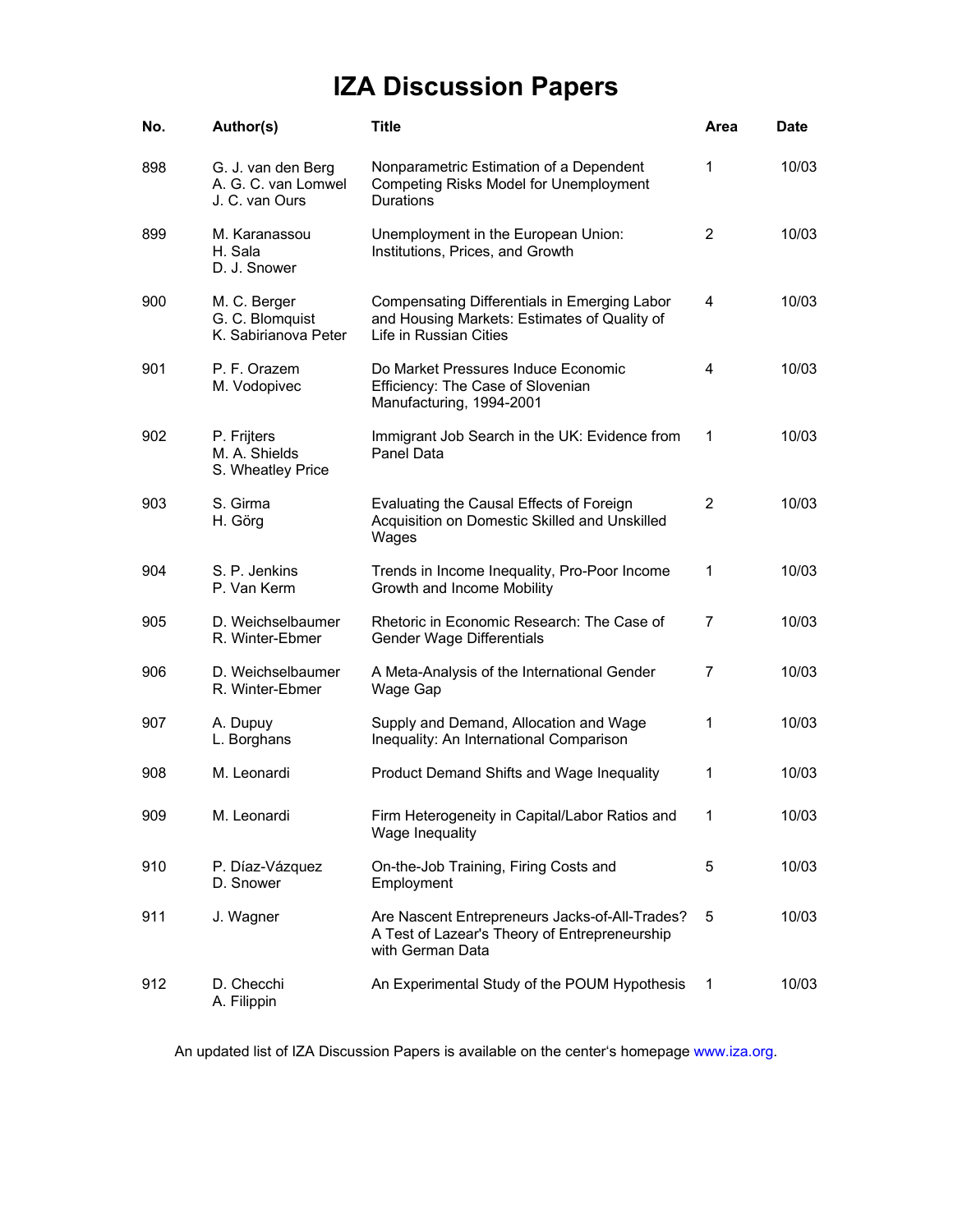# IZA Discussion Papers

| No. | Author(s) | Title | Area | Date |
|---|---|---|---|---|
| 898 | G. J. van den Berg<br>A. G. C. van Lomwel<br>J. C. van Ours | Nonparametric Estimation of a Dependent Competing Risks Model for Unemployment Durations | 1 | 10/03 |
| 899 | M. Karanassou<br>H. Sala<br>D. J. Snower | Unemployment in the European Union: Institutions, Prices, and Growth | 2 | 10/03 |
| 900 | M. C. Berger<br>G. C. Blomquist<br>K. Sabirianova Peter | Compensating Differentials in Emerging Labor and Housing Markets: Estimates of Quality of Life in Russian Cities | 4 | 10/03 |
| 901 | P. F. Orazem<br>M. Vodopivec | Do Market Pressures Induce Economic Efficiency: The Case of Slovenian Manufacturing, 1994-2001 | 4 | 10/03 |
| 902 | P. Frijters<br>M. A. Shields<br>S. Wheatley Price | Immigrant Job Search in the UK: Evidence from Panel Data | 1 | 10/03 |
| 903 | S. Girma<br>H. Görg | Evaluating the Causal Effects of Foreign Acquisition on Domestic Skilled and Unskilled Wages | 2 | 10/03 |
| 904 | S. P. Jenkins<br>P. Van Kerm | Trends in Income Inequality, Pro-Poor Income Growth and Income Mobility | 1 | 10/03 |
| 905 | D. Weichselbaumer<br>R. Winter-Ebmer | Rhetoric in Economic Research: The Case of Gender Wage Differentials | 7 | 10/03 |
| 906 | D. Weichselbaumer<br>R. Winter-Ebmer | A Meta-Analysis of the International Gender Wage Gap | 7 | 10/03 |
| 907 | A. Dupuy<br>L. Borghans | Supply and Demand, Allocation and Wage Inequality: An International Comparison | 1 | 10/03 |
| 908 | M. Leonardi | Product Demand Shifts and Wage Inequality | 1 | 10/03 |
| 909 | M. Leonardi | Firm Heterogeneity in Capital/Labor Ratios and Wage Inequality | 1 | 10/03 |
| 910 | P. Díaz-Vázquez<br>D. Snower | On-the-Job Training, Firing Costs and Employment | 5 | 10/03 |
| 911 | J. Wagner | Are Nascent Entrepreneurs Jacks-of-All-Trades? A Test of Lazear's Theory of Entrepreneurship with German Data | 5 | 10/03 |
| 912 | D. Checchi<br>A. Filippin | An Experimental Study of the POUM Hypothesis | 1 | 10/03 |

An updated list of IZA Discussion Papers is available on the center's homepage www.iza.org.